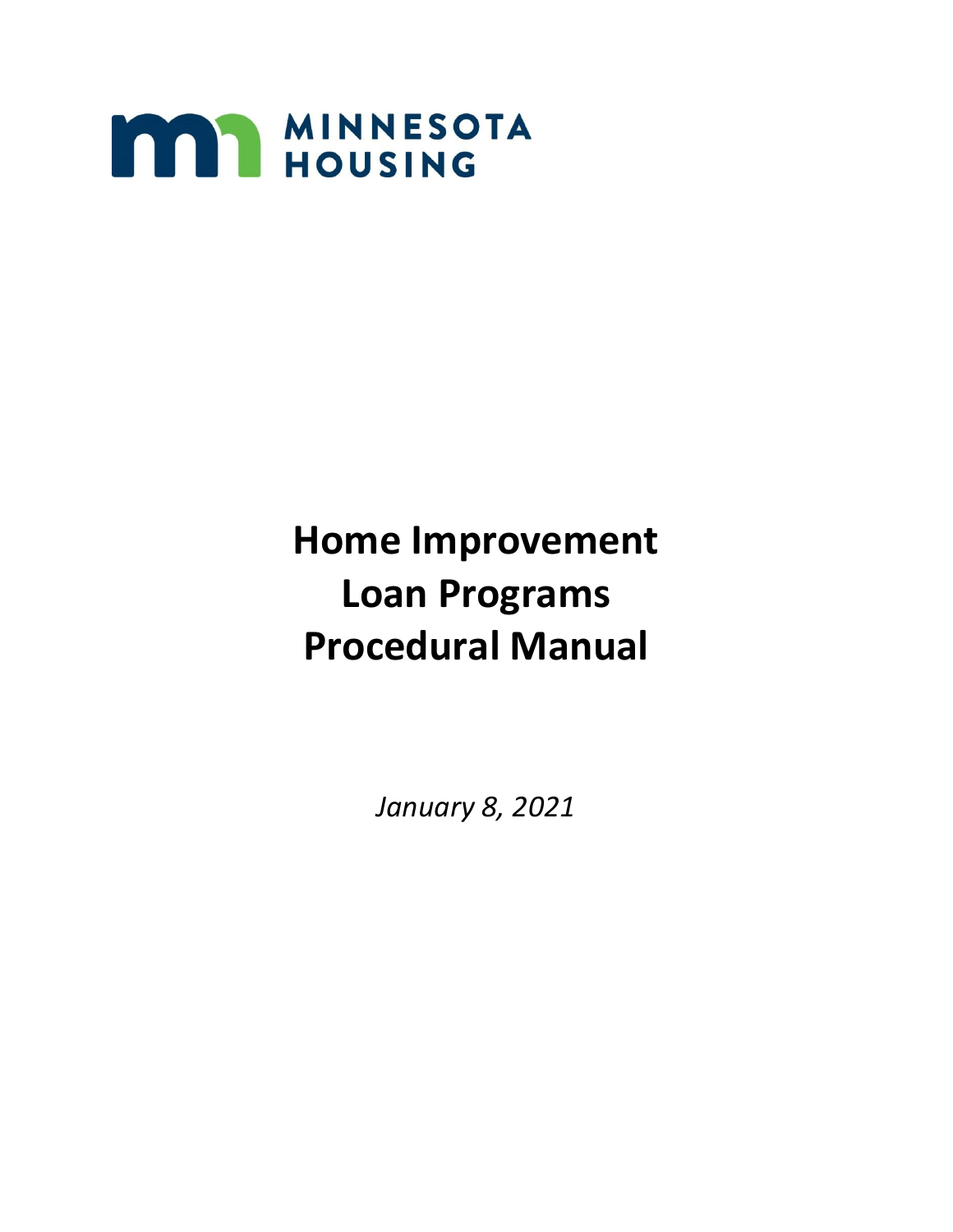MINNESOTA HOUSING

# Home Improvement Loan Programs Procedural Manual

*January 8, 2021*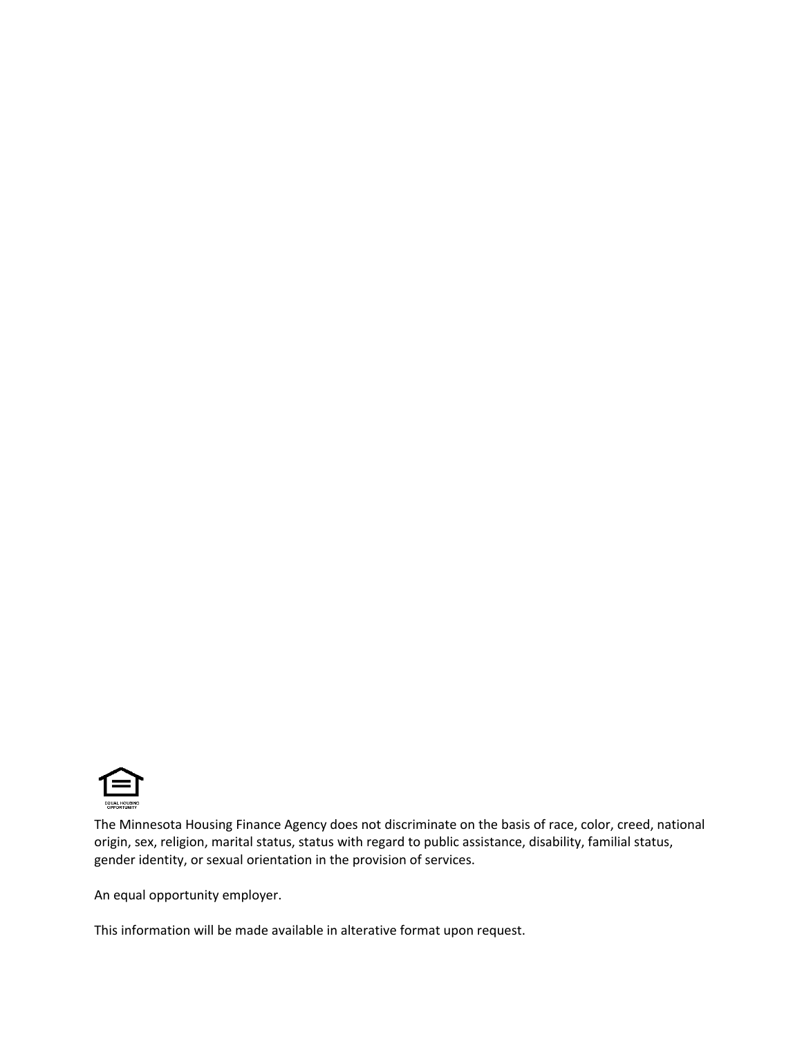The Minnesota Housing Finance Agency does not discriminate on the basis of race, color, creed, national origin, sex, religion, marital status, status with regard to public assistance, disability, familial status, gender identity, or sexual orientation in the provision of services.

An equal opportunity employer.

This information will be made available in alterative format upon request.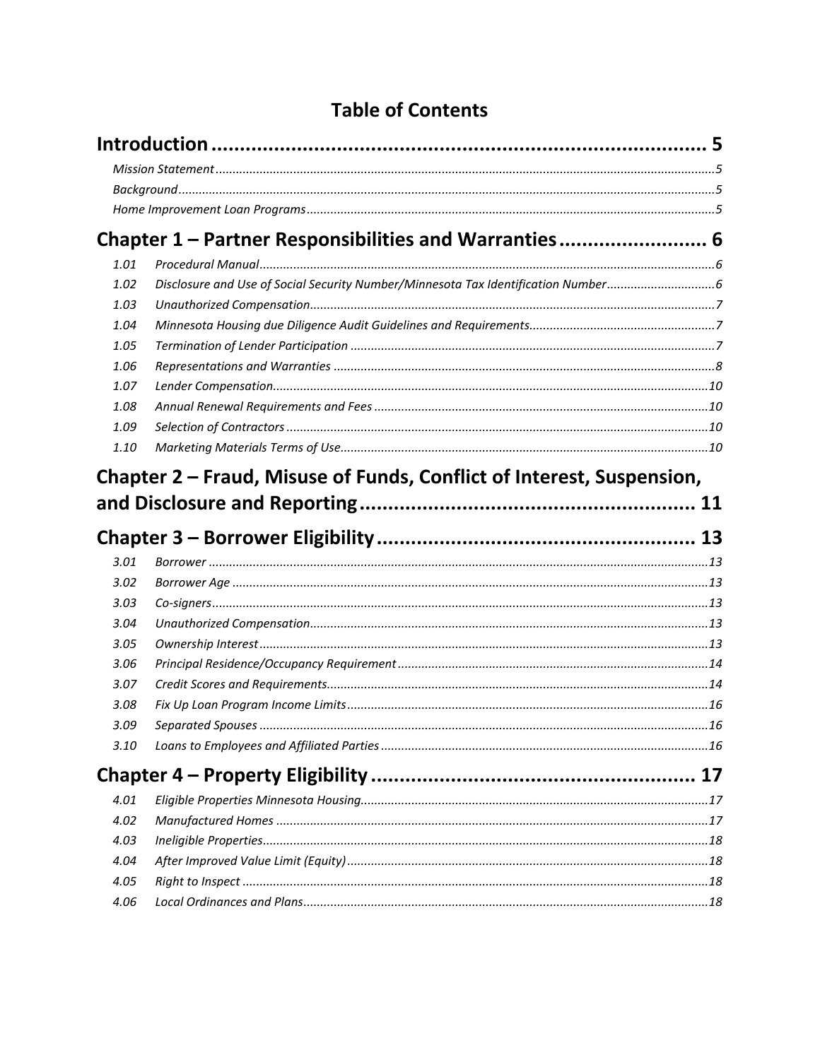# Table of Contents

**Introduction** ..... 5

*Mission Statement* ..... 5
*Background* ..... 5
*Home Improvement Loan Programs* ..... 5

**Chapter 1 – Partner Responsibilities and Warranties** ..... 6

| | | |
|---|---|---|
| *1.01* | *Procedural Manual* | *6* |
| *1.02* | *Disclosure and Use of Social Security Number/Minnesota Tax Identification Number* | *6* |
| *1.03* | *Unauthorized Compensation* | *7* |
| *1.04* | *Minnesota Housing due Diligence Audit Guidelines and Requirements* | *7* |
| *1.05* | *Termination of Lender Participation* | *7* |
| *1.06* | *Representations and Warranties* | *8* |
| *1.07* | *Lender Compensation* | *10* |
| *1.08* | *Annual Renewal Requirements and Fees* | *10* |
| *1.09* | *Selection of Contractors* | *10* |
| *1.10* | *Marketing Materials Terms of Use* | *10* |

**Chapter 2 – Fraud, Misuse of Funds, Conflict of Interest, Suspension, and Disclosure and Reporting** ..... 11

**Chapter 3 – Borrower Eligibility** ..... 13

| | | |
|---|---|---|
| *3.01* | *Borrower* | *13* |
| *3.02* | *Borrower Age* | *13* |
| *3.03* | *Co-signers* | *13* |
| *3.04* | *Unauthorized Compensation* | *13* |
| *3.05* | *Ownership Interest* | *13* |
| *3.06* | *Principal Residence/Occupancy Requirement* | *14* |
| *3.07* | *Credit Scores and Requirements* | *14* |
| *3.08* | *Fix Up Loan Program Income Limits* | *16* |
| *3.09* | *Separated Spouses* | *16* |
| *3.10* | *Loans to Employees and Affiliated Parties* | *16* |

**Chapter 4 – Property Eligibility** ..... 17

| | | |
|---|---|---|
| *4.01* | *Eligible Properties Minnesota Housing* | *17* |
| *4.02* | *Manufactured Homes* | *17* |
| *4.03* | *Ineligible Properties* | *18* |
| *4.04* | *After Improved Value Limit (Equity)* | *18* |
| *4.05* | *Right to Inspect* | *18* |
| *4.06* | *Local Ordinances and Plans* | *18* |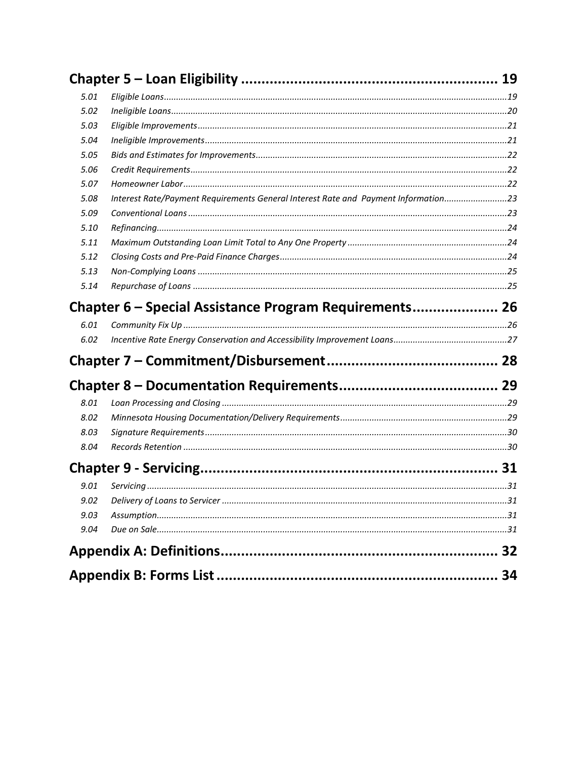## Chapter 5 – Loan Eligibility ... 19

| | | |
|---|---|---|
| 5.01 | *Eligible Loans* | 19 |
| 5.02 | *Ineligible Loans* | 20 |
| 5.03 | *Eligible Improvements* | 21 |
| 5.04 | *Ineligible Improvements* | 21 |
| 5.05 | *Bids and Estimates for Improvements* | 22 |
| 5.06 | *Credit Requirements* | 22 |
| 5.07 | *Homeowner Labor* | 22 |
| 5.08 | *Interest Rate/Payment Requirements General Interest Rate and Payment Information* | 23 |
| 5.09 | *Conventional Loans* | 23 |
| 5.10 | *Refinancing* | 24 |
| 5.11 | *Maximum Outstanding Loan Limit Total to Any One Property* | 24 |
| 5.12 | *Closing Costs and Pre-Paid Finance Charges* | 24 |
| 5.13 | *Non-Complying Loans* | 25 |
| 5.14 | *Repurchase of Loans* | 25 |

## Chapter 6 – Special Assistance Program Requirements ... 26

| | | |
|---|---|---|
| 6.01 | *Community Fix Up* | 26 |
| 6.02 | *Incentive Rate Energy Conservation and Accessibility Improvement Loans* | 27 |

## Chapter 7 – Commitment/Disbursement ... 28

## Chapter 8 – Documentation Requirements ... 29

| | | |
|---|---|---|
| 8.01 | *Loan Processing and Closing* | 29 |
| 8.02 | *Minnesota Housing Documentation/Delivery Requirements* | 29 |
| 8.03 | *Signature Requirements* | 30 |
| 8.04 | *Records Retention* | 30 |

## Chapter 9 - Servicing ... 31

| | | |
|---|---|---|
| 9.01 | *Servicing* | 31 |
| 9.02 | *Delivery of Loans to Servicer* | 31 |
| 9.03 | *Assumption* | 31 |
| 9.04 | *Due on Sale* | 31 |

## Appendix A: Definitions ... 32

## Appendix B: Forms List ... 34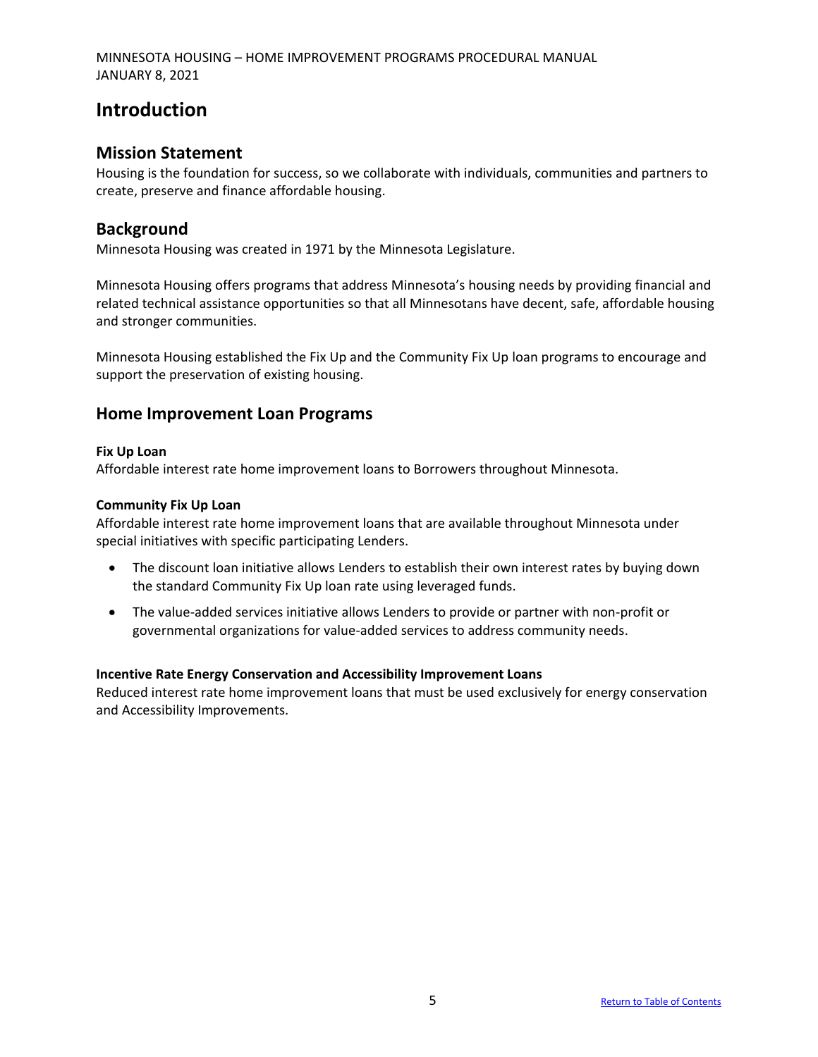# Introduction

## Mission Statement

Housing is the foundation for success, so we collaborate with individuals, communities and partners to create, preserve and finance affordable housing.

## Background

Minnesota Housing was created in 1971 by the Minnesota Legislature.

Minnesota Housing offers programs that address Minnesota's housing needs by providing financial and related technical assistance opportunities so that all Minnesotans have decent, safe, affordable housing and stronger communities.

Minnesota Housing established the Fix Up and the Community Fix Up loan programs to encourage and support the preservation of existing housing.

## Home Improvement Loan Programs

**Fix Up Loan**

Affordable interest rate home improvement loans to Borrowers throughout Minnesota.

**Community Fix Up Loan**

Affordable interest rate home improvement loans that are available throughout Minnesota under special initiatives with specific participating Lenders.

- The discount loan initiative allows Lenders to establish their own interest rates by buying down the standard Community Fix Up loan rate using leveraged funds.
- The value-added services initiative allows Lenders to provide or partner with non-profit or governmental organizations for value-added services to address community needs.

**Incentive Rate Energy Conservation and Accessibility Improvement Loans**

Reduced interest rate home improvement loans that must be used exclusively for energy conservation and Accessibility Improvements.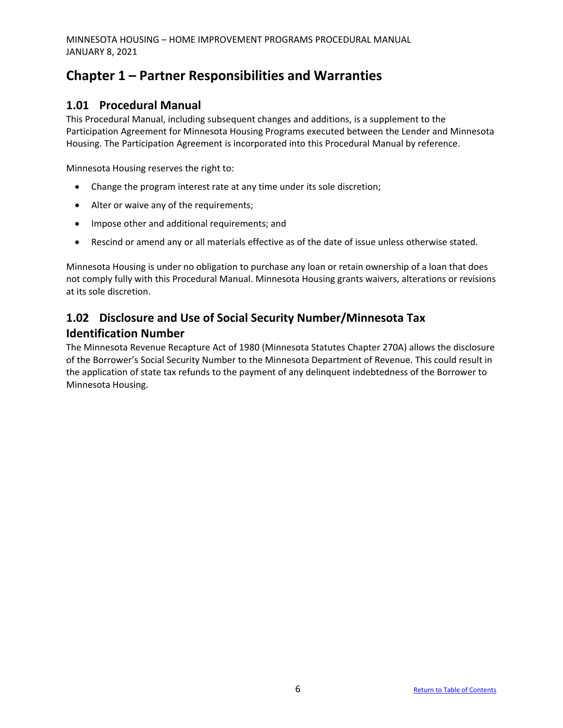# Chapter 1 – Partner Responsibilities and Warranties

## 1.01 Procedural Manual

This Procedural Manual, including subsequent changes and additions, is a supplement to the Participation Agreement for Minnesota Housing Programs executed between the Lender and Minnesota Housing. The Participation Agreement is incorporated into this Procedural Manual by reference.

Minnesota Housing reserves the right to:

- Change the program interest rate at any time under its sole discretion;
- Alter or waive any of the requirements;
- Impose other and additional requirements; and
- Rescind or amend any or all materials effective as of the date of issue unless otherwise stated.

Minnesota Housing is under no obligation to purchase any loan or retain ownership of a loan that does not comply fully with this Procedural Manual. Minnesota Housing grants waivers, alterations or revisions at its sole discretion.

## 1.02 Disclosure and Use of Social Security Number/Minnesota Tax Identification Number

The Minnesota Revenue Recapture Act of 1980 (Minnesota Statutes Chapter 270A) allows the disclosure of the Borrower's Social Security Number to the Minnesota Department of Revenue. This could result in the application of state tax refunds to the payment of any delinquent indebtedness of the Borrower to Minnesota Housing.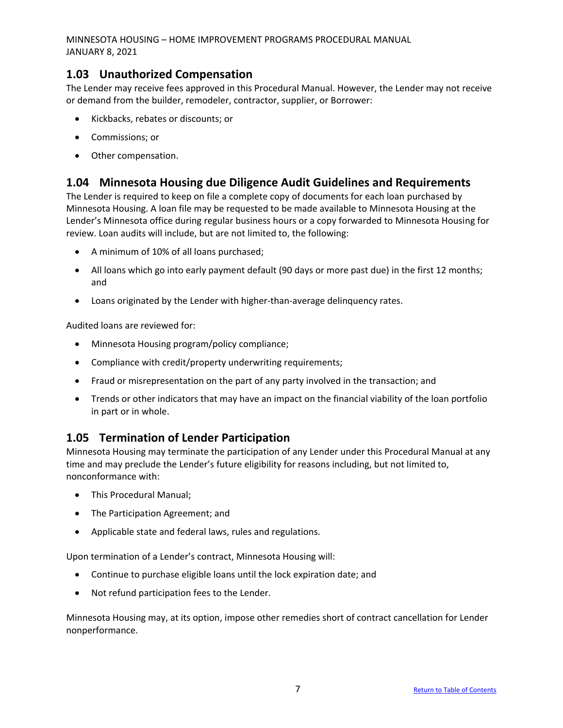## 1.03 Unauthorized Compensation

The Lender may receive fees approved in this Procedural Manual. However, the Lender may not receive or demand from the builder, remodeler, contractor, supplier, or Borrower:

- Kickbacks, rebates or discounts; or
- Commissions; or
- Other compensation.

## 1.04 Minnesota Housing due Diligence Audit Guidelines and Requirements

The Lender is required to keep on file a complete copy of documents for each loan purchased by Minnesota Housing. A loan file may be requested to be made available to Minnesota Housing at the Lender's Minnesota office during regular business hours or a copy forwarded to Minnesota Housing for review. Loan audits will include, but are not limited to, the following:

- A minimum of 10% of all loans purchased;
- All loans which go into early payment default (90 days or more past due) in the first 12 months; and
- Loans originated by the Lender with higher-than-average delinquency rates.

Audited loans are reviewed for:

- Minnesota Housing program/policy compliance;
- Compliance with credit/property underwriting requirements;
- Fraud or misrepresentation on the part of any party involved in the transaction; and
- Trends or other indicators that may have an impact on the financial viability of the loan portfolio in part or in whole.

## 1.05 Termination of Lender Participation

Minnesota Housing may terminate the participation of any Lender under this Procedural Manual at any time and may preclude the Lender's future eligibility for reasons including, but not limited to, nonconformance with:

- This Procedural Manual;
- The Participation Agreement; and
- Applicable state and federal laws, rules and regulations.

Upon termination of a Lender's contract, Minnesota Housing will:

- Continue to purchase eligible loans until the lock expiration date; and
- Not refund participation fees to the Lender.

Minnesota Housing may, at its option, impose other remedies short of contract cancellation for Lender nonperformance.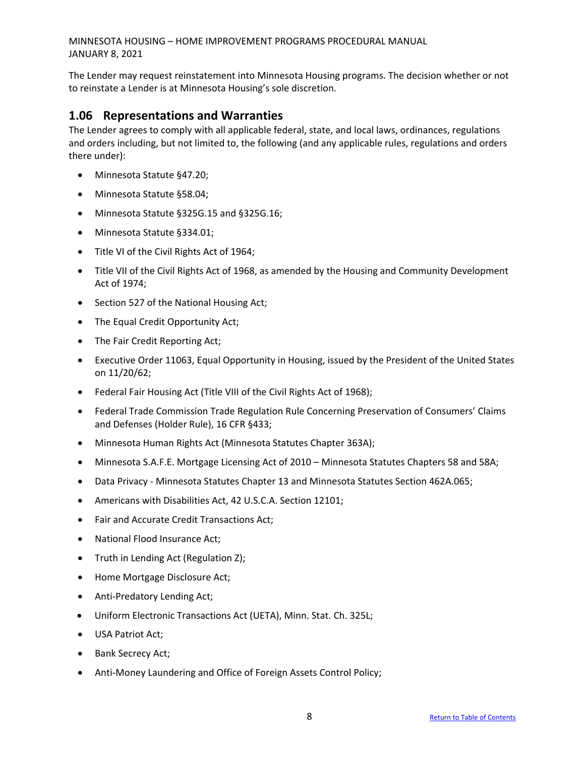The Lender may request reinstatement into Minnesota Housing programs. The decision whether or not to reinstate a Lender is at Minnesota Housing's sole discretion.

## 1.06 Representations and Warranties

The Lender agrees to comply with all applicable federal, state, and local laws, ordinances, regulations and orders including, but not limited to, the following (and any applicable rules, regulations and orders there under):

- Minnesota Statute §47.20;
- Minnesota Statute §58.04;
- Minnesota Statute §325G.15 and §325G.16;
- Minnesota Statute §334.01;
- Title VI of the Civil Rights Act of 1964;
- Title VII of the Civil Rights Act of 1968, as amended by the Housing and Community Development Act of 1974;
- Section 527 of the National Housing Act;
- The Equal Credit Opportunity Act;
- The Fair Credit Reporting Act;
- Executive Order 11063, Equal Opportunity in Housing, issued by the President of the United States on 11/20/62;
- Federal Fair Housing Act (Title VIII of the Civil Rights Act of 1968);
- Federal Trade Commission Trade Regulation Rule Concerning Preservation of Consumers' Claims and Defenses (Holder Rule), 16 CFR §433;
- Minnesota Human Rights Act (Minnesota Statutes Chapter 363A);
- Minnesota S.A.F.E. Mortgage Licensing Act of 2010 – Minnesota Statutes Chapters 58 and 58A;
- Data Privacy - Minnesota Statutes Chapter 13 and Minnesota Statutes Section 462A.065;
- Americans with Disabilities Act, 42 U.S.C.A. Section 12101;
- Fair and Accurate Credit Transactions Act;
- National Flood Insurance Act;
- Truth in Lending Act (Regulation Z);
- Home Mortgage Disclosure Act;
- Anti-Predatory Lending Act;
- Uniform Electronic Transactions Act (UETA), Minn. Stat. Ch. 325L;
- USA Patriot Act;
- Bank Secrecy Act;
- Anti-Money Laundering and Office of Foreign Assets Control Policy;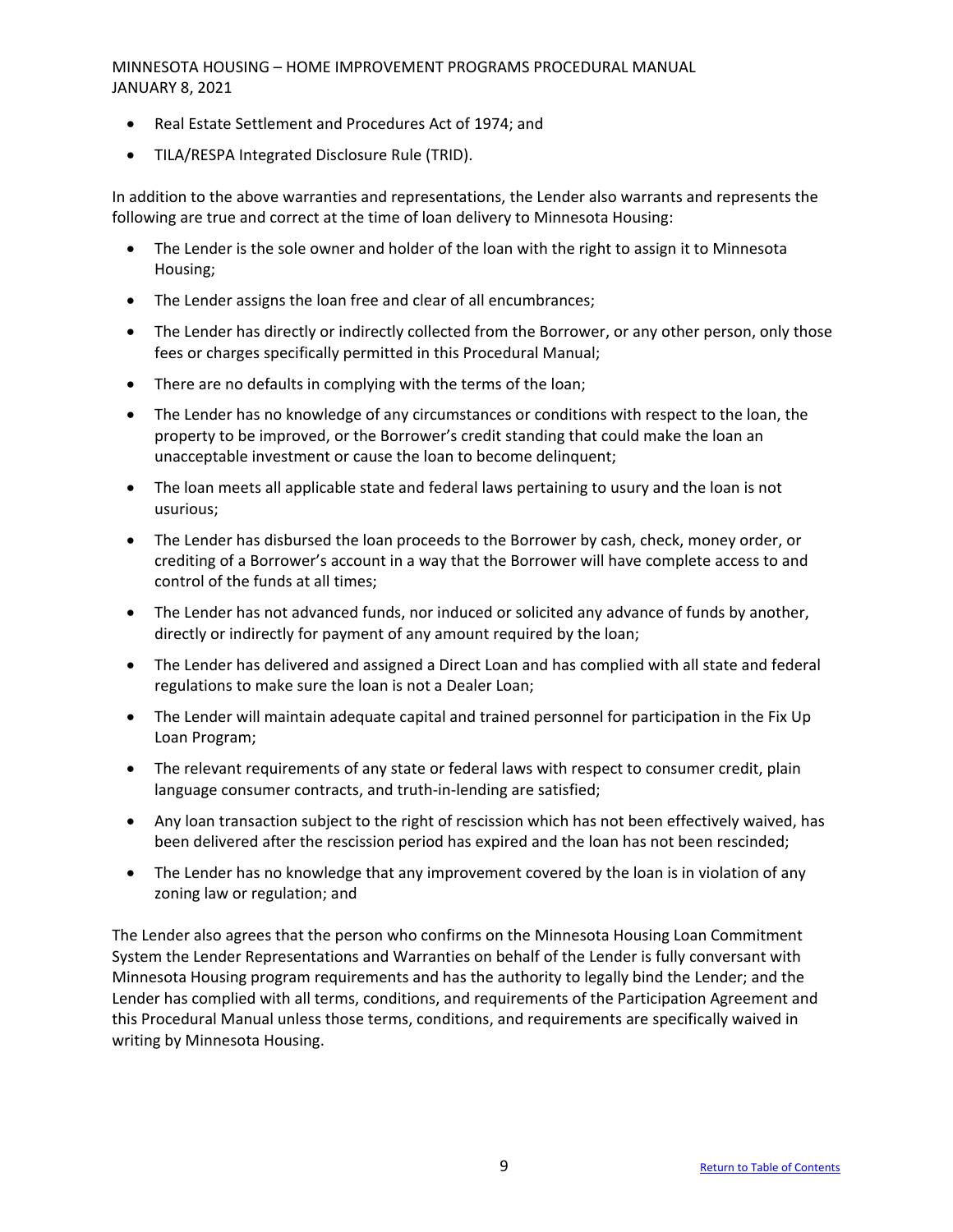- Real Estate Settlement and Procedures Act of 1974; and
- TILA/RESPA Integrated Disclosure Rule (TRID).

In addition to the above warranties and representations, the Lender also warrants and represents the following are true and correct at the time of loan delivery to Minnesota Housing:

- The Lender is the sole owner and holder of the loan with the right to assign it to Minnesota Housing;
- The Lender assigns the loan free and clear of all encumbrances;
- The Lender has directly or indirectly collected from the Borrower, or any other person, only those fees or charges specifically permitted in this Procedural Manual;
- There are no defaults in complying with the terms of the loan;
- The Lender has no knowledge of any circumstances or conditions with respect to the loan, the property to be improved, or the Borrower's credit standing that could make the loan an unacceptable investment or cause the loan to become delinquent;
- The loan meets all applicable state and federal laws pertaining to usury and the loan is not usurious;
- The Lender has disbursed the loan proceeds to the Borrower by cash, check, money order, or crediting of a Borrower's account in a way that the Borrower will have complete access to and control of the funds at all times;
- The Lender has not advanced funds, nor induced or solicited any advance of funds by another, directly or indirectly for payment of any amount required by the loan;
- The Lender has delivered and assigned a Direct Loan and has complied with all state and federal regulations to make sure the loan is not a Dealer Loan;
- The Lender will maintain adequate capital and trained personnel for participation in the Fix Up Loan Program;
- The relevant requirements of any state or federal laws with respect to consumer credit, plain language consumer contracts, and truth-in-lending are satisfied;
- Any loan transaction subject to the right of rescission which has not been effectively waived, has been delivered after the rescission period has expired and the loan has not been rescinded;
- The Lender has no knowledge that any improvement covered by the loan is in violation of any zoning law or regulation; and

The Lender also agrees that the person who confirms on the Minnesota Housing Loan Commitment System the Lender Representations and Warranties on behalf of the Lender is fully conversant with Minnesota Housing program requirements and has the authority to legally bind the Lender; and the Lender has complied with all terms, conditions, and requirements of the Participation Agreement and this Procedural Manual unless those terms, conditions, and requirements are specifically waived in writing by Minnesota Housing.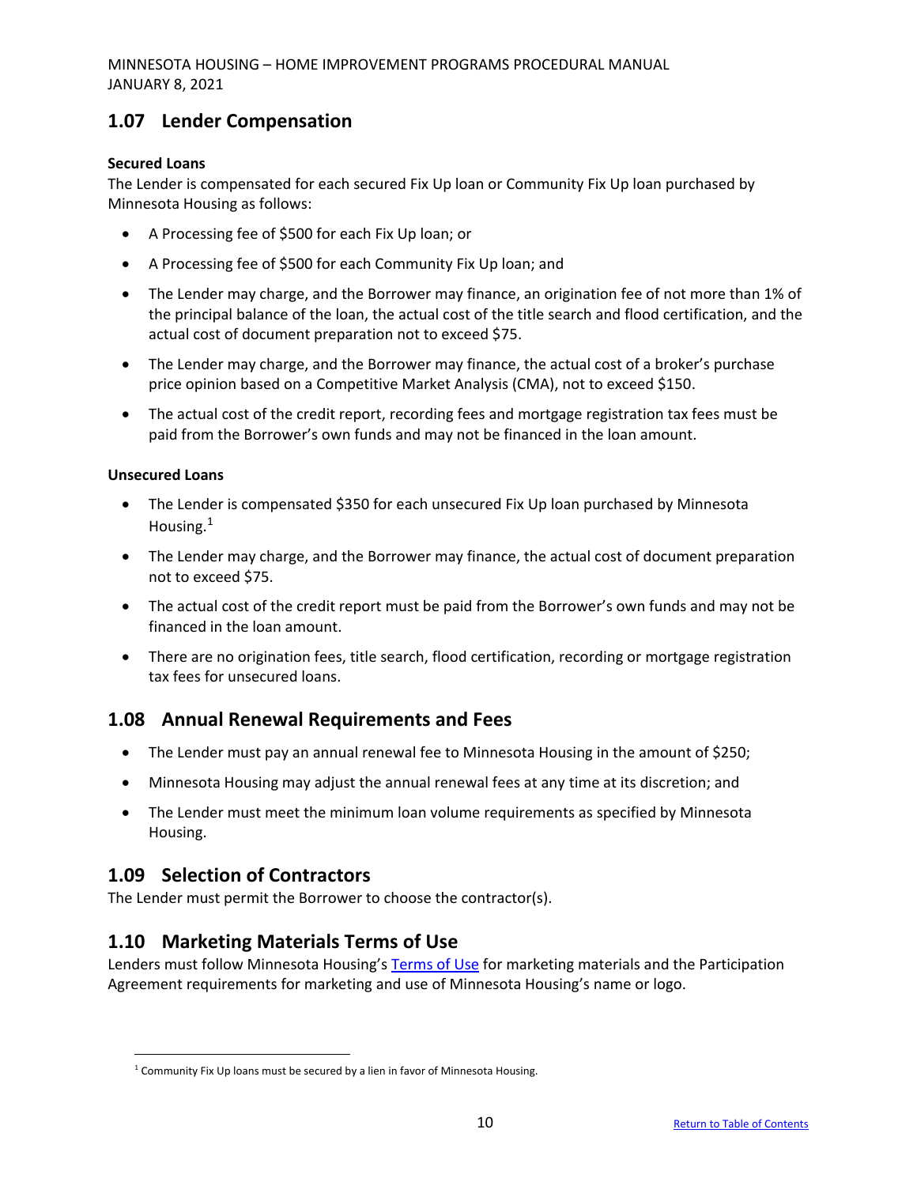## 1.07 Lender Compensation

**Secured Loans**

The Lender is compensated for each secured Fix Up loan or Community Fix Up loan purchased by Minnesota Housing as follows:

- A Processing fee of $500 for each Fix Up loan; or
- A Processing fee of $500 for each Community Fix Up loan; and
- The Lender may charge, and the Borrower may finance, an origination fee of not more than 1% of the principal balance of the loan, the actual cost of the title search and flood certification, and the actual cost of document preparation not to exceed $75.
- The Lender may charge, and the Borrower may finance, the actual cost of a broker's purchase price opinion based on a Competitive Market Analysis (CMA), not to exceed $150.
- The actual cost of the credit report, recording fees and mortgage registration tax fees must be paid from the Borrower's own funds and may not be financed in the loan amount.

**Unsecured Loans**

- The Lender is compensated $350 for each unsecured Fix Up loan purchased by Minnesota Housing.[1]
- The Lender may charge, and the Borrower may finance, the actual cost of document preparation not to exceed $75.
- The actual cost of the credit report must be paid from the Borrower's own funds and may not be financed in the loan amount.
- There are no origination fees, title search, flood certification, recording or mortgage registration tax fees for unsecured loans.

## 1.08 Annual Renewal Requirements and Fees

- The Lender must pay an annual renewal fee to Minnesota Housing in the amount of $250;
- Minnesota Housing may adjust the annual renewal fees at any time at its discretion; and
- The Lender must meet the minimum loan volume requirements as specified by Minnesota Housing.

## 1.09 Selection of Contractors

The Lender must permit the Borrower to choose the contractor(s).

## 1.10 Marketing Materials Terms of Use

Lenders must follow Minnesota Housing's Terms of Use for marketing materials and the Participation Agreement requirements for marketing and use of Minnesota Housing's name or logo.

[1] Community Fix Up loans must be secured by a lien in favor of Minnesota Housing.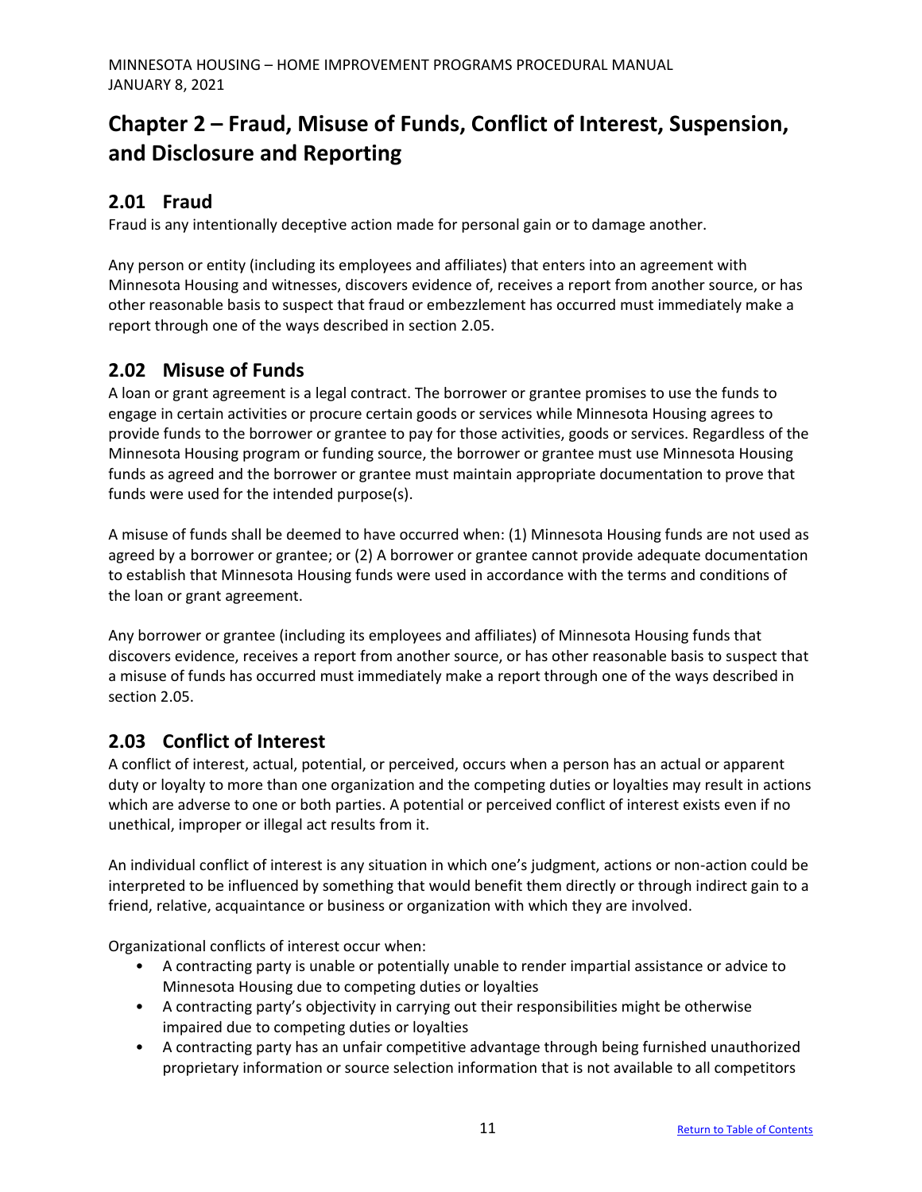# Chapter 2 – Fraud, Misuse of Funds, Conflict of Interest, Suspension, and Disclosure and Reporting

## 2.01 Fraud

Fraud is any intentionally deceptive action made for personal gain or to damage another.

Any person or entity (including its employees and affiliates) that enters into an agreement with Minnesota Housing and witnesses, discovers evidence of, receives a report from another source, or has other reasonable basis to suspect that fraud or embezzlement has occurred must immediately make a report through one of the ways described in section 2.05.

## 2.02 Misuse of Funds

A loan or grant agreement is a legal contract. The borrower or grantee promises to use the funds to engage in certain activities or procure certain goods or services while Minnesota Housing agrees to provide funds to the borrower or grantee to pay for those activities, goods or services. Regardless of the Minnesota Housing program or funding source, the borrower or grantee must use Minnesota Housing funds as agreed and the borrower or grantee must maintain appropriate documentation to prove that funds were used for the intended purpose(s).

A misuse of funds shall be deemed to have occurred when: (1) Minnesota Housing funds are not used as agreed by a borrower or grantee; or (2) A borrower or grantee cannot provide adequate documentation to establish that Minnesota Housing funds were used in accordance with the terms and conditions of the loan or grant agreement.

Any borrower or grantee (including its employees and affiliates) of Minnesota Housing funds that discovers evidence, receives a report from another source, or has other reasonable basis to suspect that a misuse of funds has occurred must immediately make a report through one of the ways described in section 2.05.

## 2.03 Conflict of Interest

A conflict of interest, actual, potential, or perceived, occurs when a person has an actual or apparent duty or loyalty to more than one organization and the competing duties or loyalties may result in actions which are adverse to one or both parties. A potential or perceived conflict of interest exists even if no unethical, improper or illegal act results from it.

An individual conflict of interest is any situation in which one's judgment, actions or non-action could be interpreted to be influenced by something that would benefit them directly or through indirect gain to a friend, relative, acquaintance or business or organization with which they are involved.

Organizational conflicts of interest occur when:

- A contracting party is unable or potentially unable to render impartial assistance or advice to Minnesota Housing due to competing duties or loyalties
- A contracting party's objectivity in carrying out their responsibilities might be otherwise impaired due to competing duties or loyalties
- A contracting party has an unfair competitive advantage through being furnished unauthorized proprietary information or source selection information that is not available to all competitors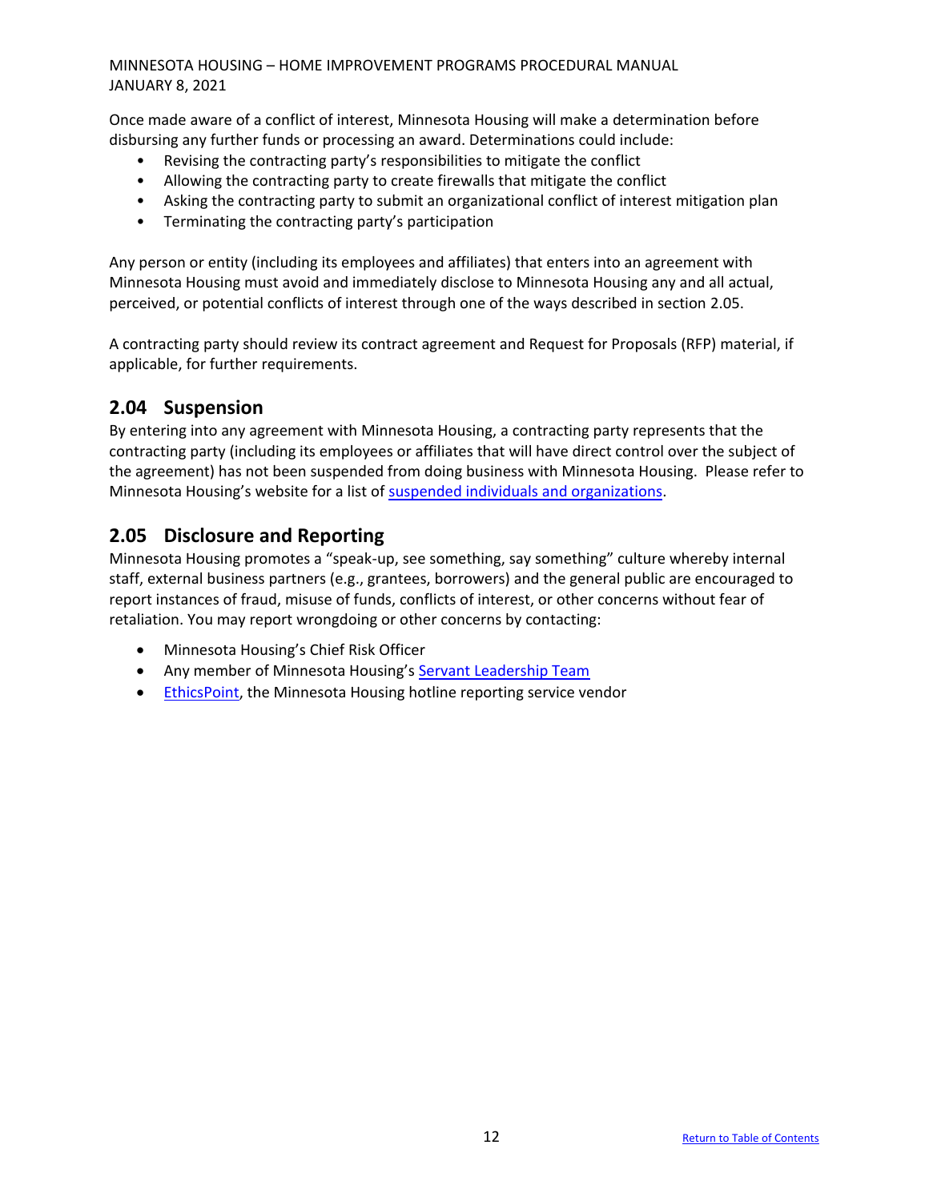Once made aware of a conflict of interest, Minnesota Housing will make a determination before disbursing any further funds or processing an award. Determinations could include:

- Revising the contracting party's responsibilities to mitigate the conflict
- Allowing the contracting party to create firewalls that mitigate the conflict
- Asking the contracting party to submit an organizational conflict of interest mitigation plan
- Terminating the contracting party's participation

Any person or entity (including its employees and affiliates) that enters into an agreement with Minnesota Housing must avoid and immediately disclose to Minnesota Housing any and all actual, perceived, or potential conflicts of interest through one of the ways described in section 2.05.

A contracting party should review its contract agreement and Request for Proposals (RFP) material, if applicable, for further requirements.

## 2.04 Suspension

By entering into any agreement with Minnesota Housing, a contracting party represents that the contracting party (including its employees or affiliates that will have direct control over the subject of the agreement) has not been suspended from doing business with Minnesota Housing. Please refer to Minnesota Housing's website for a list of suspended individuals and organizations.

## 2.05 Disclosure and Reporting

Minnesota Housing promotes a "speak-up, see something, say something" culture whereby internal staff, external business partners (e.g., grantees, borrowers) and the general public are encouraged to report instances of fraud, misuse of funds, conflicts of interest, or other concerns without fear of retaliation. You may report wrongdoing or other concerns by contacting:

- Minnesota Housing's Chief Risk Officer
- Any member of Minnesota Housing's Servant Leadership Team
- EthicsPoint, the Minnesota Housing hotline reporting service vendor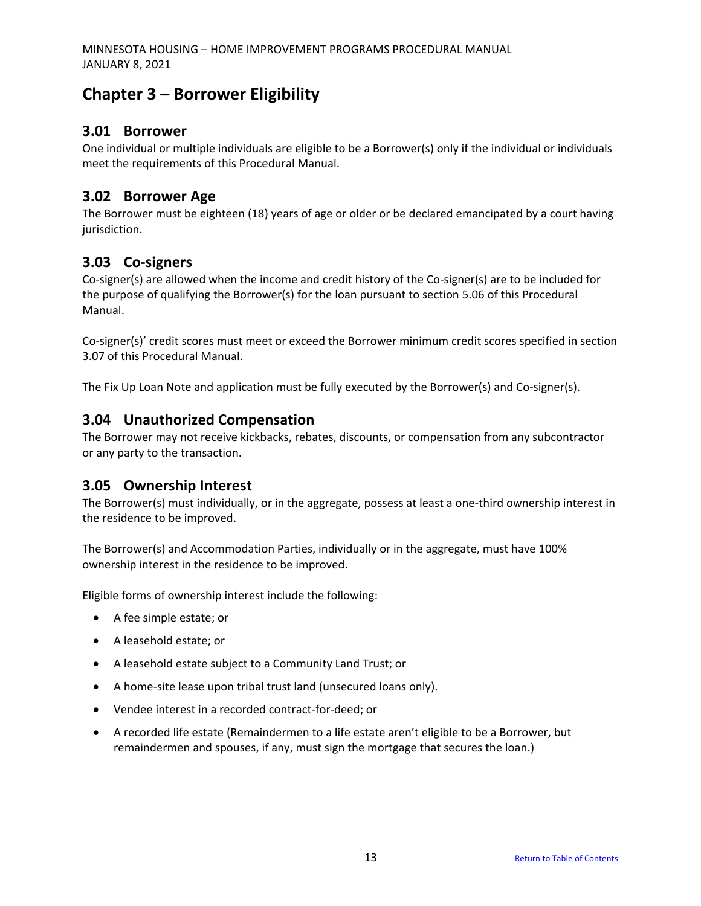# Chapter 3 – Borrower Eligibility

## 3.01 Borrower

One individual or multiple individuals are eligible to be a Borrower(s) only if the individual or individuals meet the requirements of this Procedural Manual.

## 3.02 Borrower Age

The Borrower must be eighteen (18) years of age or older or be declared emancipated by a court having jurisdiction.

## 3.03 Co-signers

Co-signer(s) are allowed when the income and credit history of the Co-signer(s) are to be included for the purpose of qualifying the Borrower(s) for the loan pursuant to section 5.06 of this Procedural Manual.

Co-signer(s)' credit scores must meet or exceed the Borrower minimum credit scores specified in section 3.07 of this Procedural Manual.

The Fix Up Loan Note and application must be fully executed by the Borrower(s) and Co-signer(s).

## 3.04 Unauthorized Compensation

The Borrower may not receive kickbacks, rebates, discounts, or compensation from any subcontractor or any party to the transaction.

## 3.05 Ownership Interest

The Borrower(s) must individually, or in the aggregate, possess at least a one-third ownership interest in the residence to be improved.

The Borrower(s) and Accommodation Parties, individually or in the aggregate, must have 100% ownership interest in the residence to be improved.

Eligible forms of ownership interest include the following:

- A fee simple estate; or
- A leasehold estate; or
- A leasehold estate subject to a Community Land Trust; or
- A home-site lease upon tribal trust land (unsecured loans only).
- Vendee interest in a recorded contract-for-deed; or
- A recorded life estate (Remaindermen to a life estate aren't eligible to be a Borrower, but remaindermen and spouses, if any, must sign the mortgage that secures the loan.)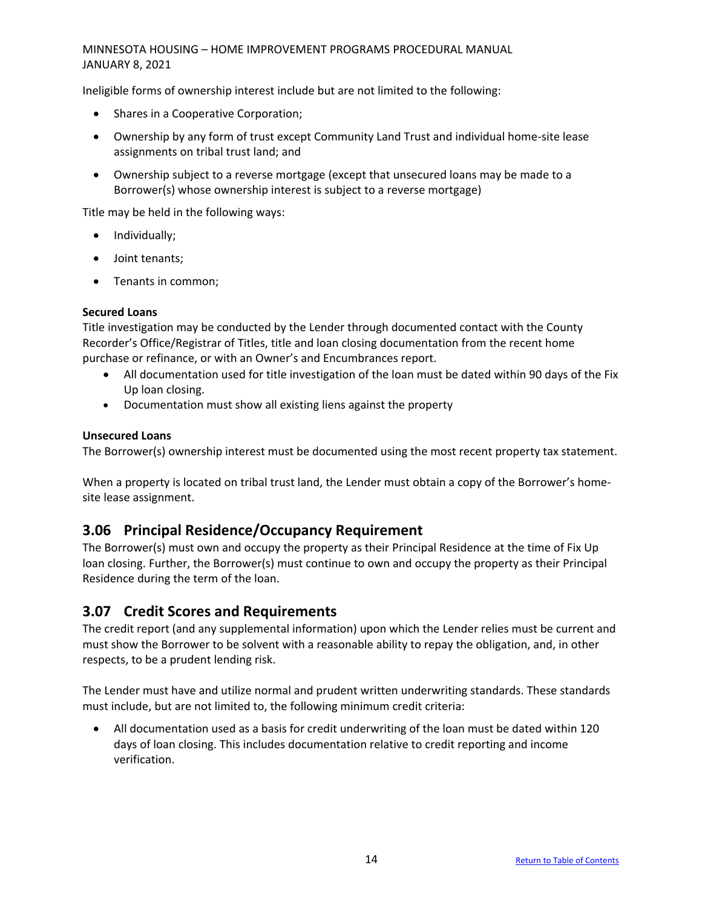Ineligible forms of ownership interest include but are not limited to the following:

- Shares in a Cooperative Corporation;
- Ownership by any form of trust except Community Land Trust and individual home-site lease assignments on tribal trust land; and
- Ownership subject to a reverse mortgage (except that unsecured loans may be made to a Borrower(s) whose ownership interest is subject to a reverse mortgage)

Title may be held in the following ways:

- Individually;
- Joint tenants;
- Tenants in common;

**Secured Loans**

Title investigation may be conducted by the Lender through documented contact with the County Recorder's Office/Registrar of Titles, title and loan closing documentation from the recent home purchase or refinance, or with an Owner's and Encumbrances report.

- All documentation used for title investigation of the loan must be dated within 90 days of the Fix Up loan closing.
- Documentation must show all existing liens against the property

**Unsecured Loans**

The Borrower(s) ownership interest must be documented using the most recent property tax statement.

When a property is located on tribal trust land, the Lender must obtain a copy of the Borrower's home-site lease assignment.

## 3.06 Principal Residence/Occupancy Requirement

The Borrower(s) must own and occupy the property as their Principal Residence at the time of Fix Up loan closing. Further, the Borrower(s) must continue to own and occupy the property as their Principal Residence during the term of the loan.

## 3.07 Credit Scores and Requirements

The credit report (and any supplemental information) upon which the Lender relies must be current and must show the Borrower to be solvent with a reasonable ability to repay the obligation, and, in other respects, to be a prudent lending risk.

The Lender must have and utilize normal and prudent written underwriting standards. These standards must include, but are not limited to, the following minimum credit criteria:

- All documentation used as a basis for credit underwriting of the loan must be dated within 120 days of loan closing. This includes documentation relative to credit reporting and income verification.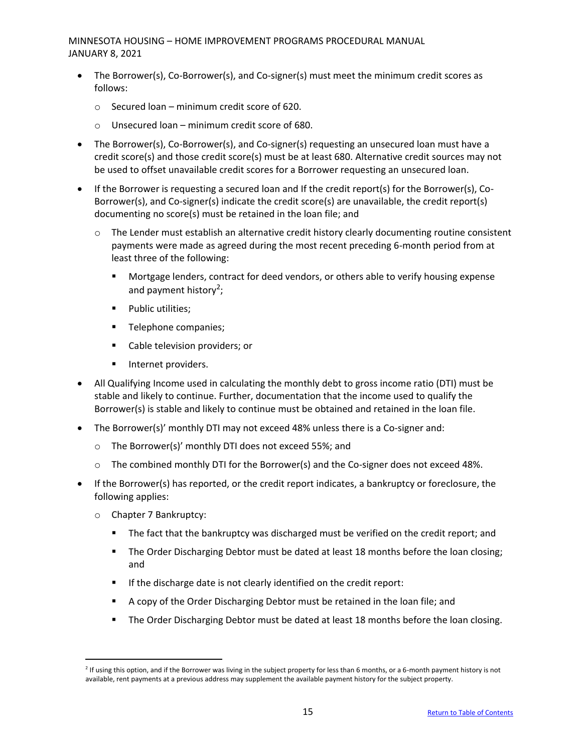- The Borrower(s), Co-Borrower(s), and Co-signer(s) must meet the minimum credit scores as follows:
  - Secured loan – minimum credit score of 620.
  - Unsecured loan – minimum credit score of 680.
- The Borrower(s), Co-Borrower(s), and Co-signer(s) requesting an unsecured loan must have a credit score(s) and those credit score(s) must be at least 680. Alternative credit sources may not be used to offset unavailable credit scores for a Borrower requesting an unsecured loan.
- If the Borrower is requesting a secured loan and If the credit report(s) for the Borrower(s), Co-Borrower(s), and Co-signer(s) indicate the credit score(s) are unavailable, the credit report(s) documenting no score(s) must be retained in the loan file; and
  - The Lender must establish an alternative credit history clearly documenting routine consistent payments were made as agreed during the most recent preceding 6-month period from at least three of the following:
    - Mortgage lenders, contract for deed vendors, or others able to verify housing expense and payment history[2];
    - Public utilities;
    - Telephone companies;
    - Cable television providers; or
    - Internet providers.
- All Qualifying Income used in calculating the monthly debt to gross income ratio (DTI) must be stable and likely to continue. Further, documentation that the income used to qualify the Borrower(s) is stable and likely to continue must be obtained and retained in the loan file.
- The Borrower(s)' monthly DTI may not exceed 48% unless there is a Co-signer and:
  - The Borrower(s)' monthly DTI does not exceed 55%; and
  - The combined monthly DTI for the Borrower(s) and the Co-signer does not exceed 48%.
- If the Borrower(s) has reported, or the credit report indicates, a bankruptcy or foreclosure, the following applies:
  - Chapter 7 Bankruptcy:
    - The fact that the bankruptcy was discharged must be verified on the credit report; and
    - The Order Discharging Debtor must be dated at least 18 months before the loan closing; and
    - If the discharge date is not clearly identified on the credit report:
    - A copy of the Order Discharging Debtor must be retained in the loan file; and
    - The Order Discharging Debtor must be dated at least 18 months before the loan closing.

---

[2] If using this option, and if the Borrower was living in the subject property for less than 6 months, or a 6-month payment history is not available, rent payments at a previous address may supplement the available payment history for the subject property.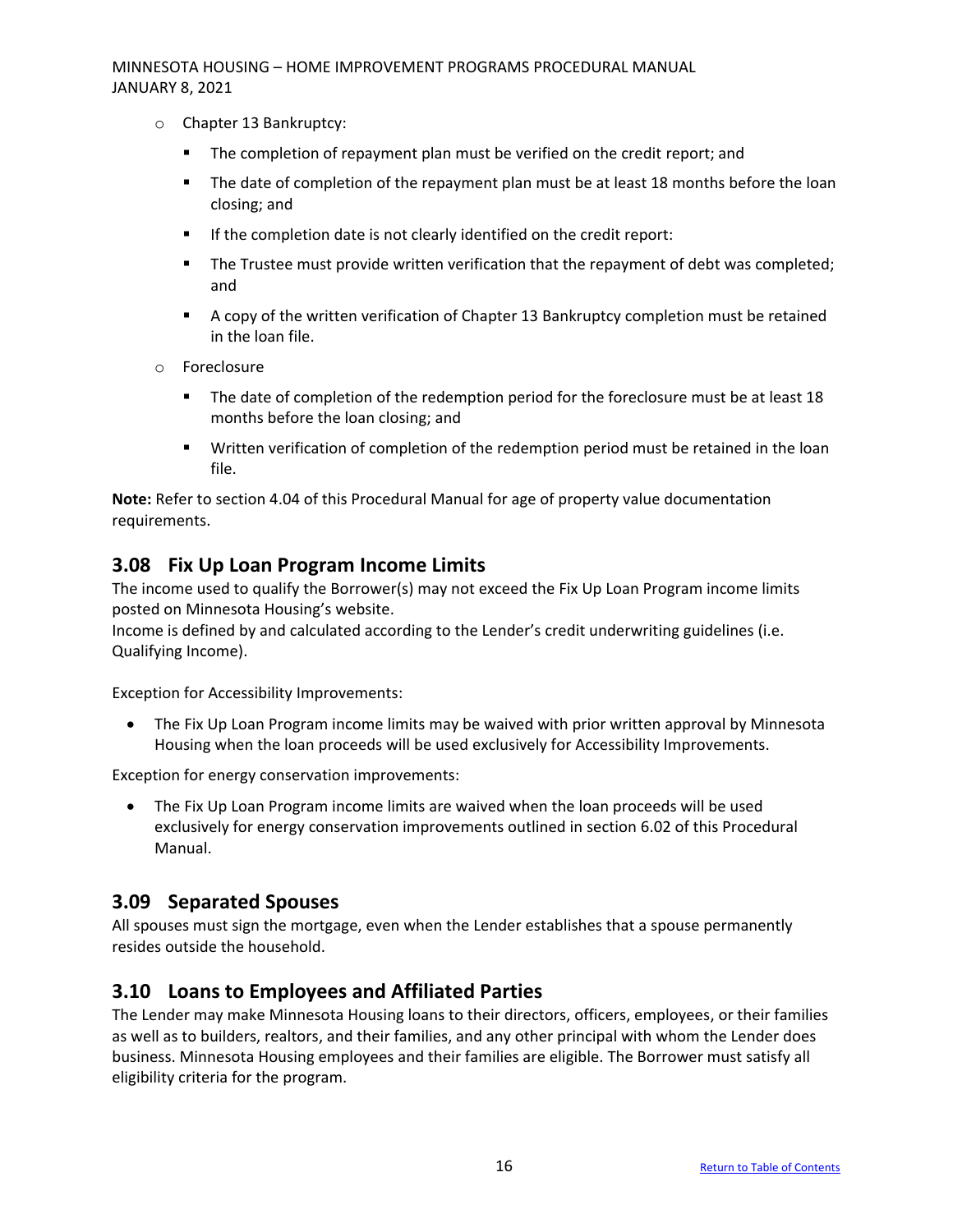- Chapter 13 Bankruptcy:
  - The completion of repayment plan must be verified on the credit report; and
  - The date of completion of the repayment plan must be at least 18 months before the loan closing; and
  - If the completion date is not clearly identified on the credit report:
  - The Trustee must provide written verification that the repayment of debt was completed; and
  - A copy of the written verification of Chapter 13 Bankruptcy completion must be retained in the loan file.
- Foreclosure
  - The date of completion of the redemption period for the foreclosure must be at least 18 months before the loan closing; and
  - Written verification of completion of the redemption period must be retained in the loan file.

**Note:** Refer to section 4.04 of this Procedural Manual for age of property value documentation requirements.

## 3.08 Fix Up Loan Program Income Limits

The income used to qualify the Borrower(s) may not exceed the Fix Up Loan Program income limits posted on Minnesota Housing's website.
Income is defined by and calculated according to the Lender's credit underwriting guidelines (i.e. Qualifying Income).

Exception for Accessibility Improvements:

- The Fix Up Loan Program income limits may be waived with prior written approval by Minnesota Housing when the loan proceeds will be used exclusively for Accessibility Improvements.

Exception for energy conservation improvements:

- The Fix Up Loan Program income limits are waived when the loan proceeds will be used exclusively for energy conservation improvements outlined in section 6.02 of this Procedural Manual.

## 3.09 Separated Spouses

All spouses must sign the mortgage, even when the Lender establishes that a spouse permanently resides outside the household.

## 3.10 Loans to Employees and Affiliated Parties

The Lender may make Minnesota Housing loans to their directors, officers, employees, or their families as well as to builders, realtors, and their families, and any other principal with whom the Lender does business. Minnesota Housing employees and their families are eligible. The Borrower must satisfy all eligibility criteria for the program.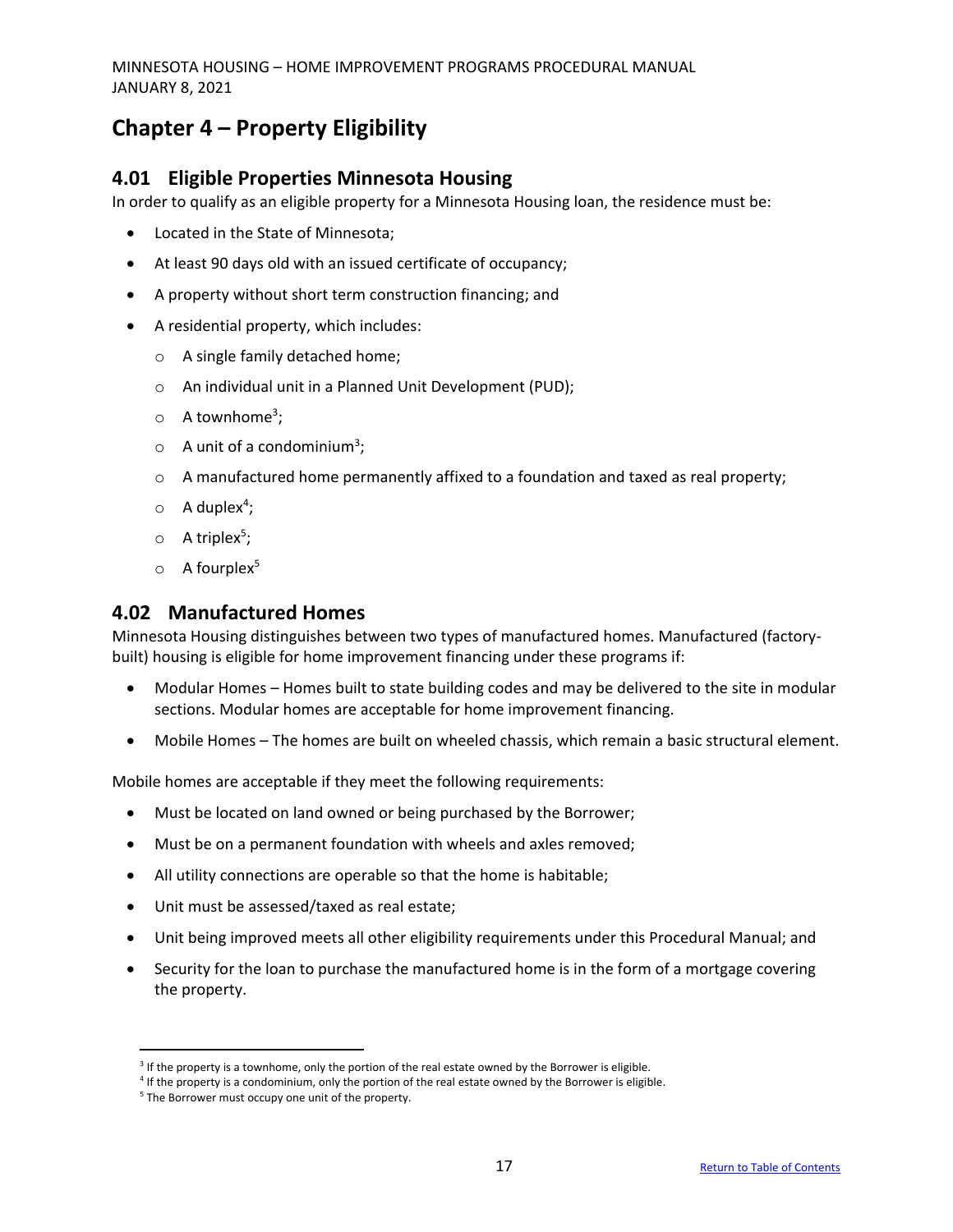# Chapter 4 – Property Eligibility

## 4.01 Eligible Properties Minnesota Housing

In order to qualify as an eligible property for a Minnesota Housing loan, the residence must be:

- Located in the State of Minnesota;
- At least 90 days old with an issued certificate of occupancy;
- A property without short term construction financing; and
- A residential property, which includes:
  - A single family detached home;
  - An individual unit in a Planned Unit Development (PUD);
  - A townhome[3];
  - A unit of a condominium[3];
  - A manufactured home permanently affixed to a foundation and taxed as real property;
  - A duplex[4];
  - A triplex[5];
  - A fourplex[5]

## 4.02 Manufactured Homes

Minnesota Housing distinguishes between two types of manufactured homes. Manufactured (factory-built) housing is eligible for home improvement financing under these programs if:

- Modular Homes – Homes built to state building codes and may be delivered to the site in modular sections. Modular homes are acceptable for home improvement financing.
- Mobile Homes – The homes are built on wheeled chassis, which remain a basic structural element.

Mobile homes are acceptable if they meet the following requirements:

- Must be located on land owned or being purchased by the Borrower;
- Must be on a permanent foundation with wheels and axles removed;
- All utility connections are operable so that the home is habitable;
- Unit must be assessed/taxed as real estate;
- Unit being improved meets all other eligibility requirements under this Procedural Manual; and
- Security for the loan to purchase the manufactured home is in the form of a mortgage covering the property.

---

[3] If the property is a townhome, only the portion of the real estate owned by the Borrower is eligible.

[4] If the property is a condominium, only the portion of the real estate owned by the Borrower is eligible.

[5] The Borrower must occupy one unit of the property.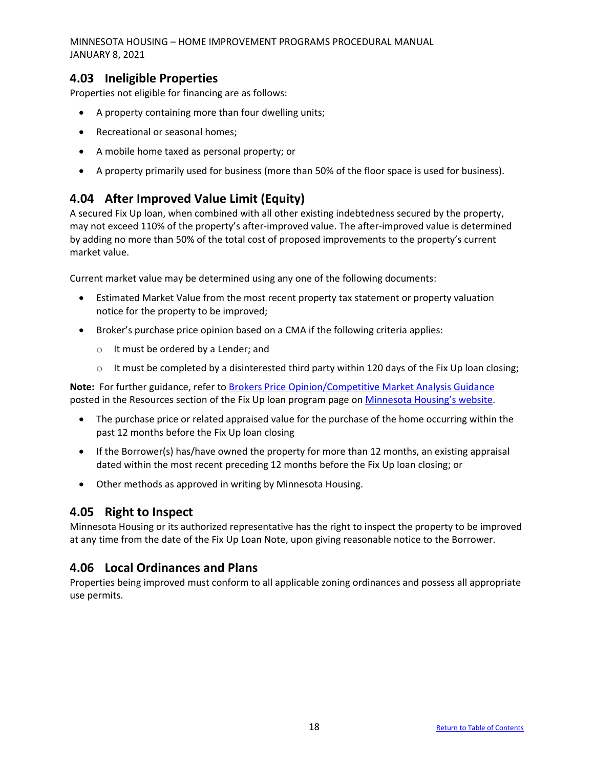## 4.03 Ineligible Properties

Properties not eligible for financing are as follows:

- A property containing more than four dwelling units;
- Recreational or seasonal homes;
- A mobile home taxed as personal property; or
- A property primarily used for business (more than 50% of the floor space is used for business).

## 4.04 After Improved Value Limit (Equity)

A secured Fix Up loan, when combined with all other existing indebtedness secured by the property, may not exceed 110% of the property's after-improved value. The after-improved value is determined by adding no more than 50% of the total cost of proposed improvements to the property's current market value.

Current market value may be determined using any one of the following documents:

- Estimated Market Value from the most recent property tax statement or property valuation notice for the property to be improved;
- Broker's purchase price opinion based on a CMA if the following criteria applies:
  - It must be ordered by a Lender; and
  - It must be completed by a disinterested third party within 120 days of the Fix Up loan closing;

**Note:** For further guidance, refer to Brokers Price Opinion/Competitive Market Analysis Guidance posted in the Resources section of the Fix Up loan program page on Minnesota Housing's website.

- The purchase price or related appraised value for the purchase of the home occurring within the past 12 months before the Fix Up loan closing
- If the Borrower(s) has/have owned the property for more than 12 months, an existing appraisal dated within the most recent preceding 12 months before the Fix Up loan closing; or
- Other methods as approved in writing by Minnesota Housing.

## 4.05 Right to Inspect

Minnesota Housing or its authorized representative has the right to inspect the property to be improved at any time from the date of the Fix Up Loan Note, upon giving reasonable notice to the Borrower.

## 4.06 Local Ordinances and Plans

Properties being improved must conform to all applicable zoning ordinances and possess all appropriate use permits.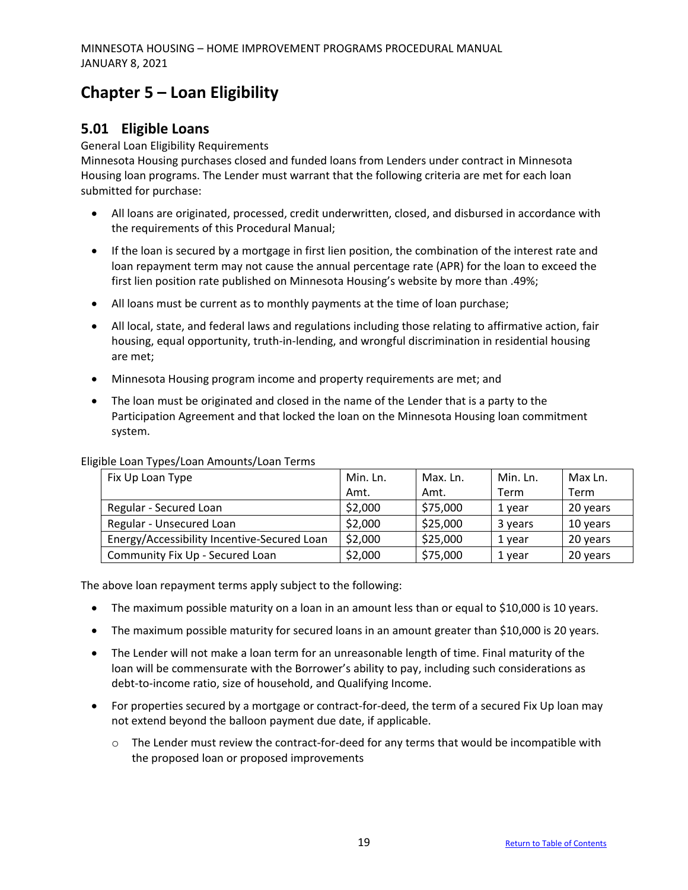# Chapter 5 – Loan Eligibility

## 5.01 Eligible Loans

General Loan Eligibility Requirements

Minnesota Housing purchases closed and funded loans from Lenders under contract in Minnesota Housing loan programs. The Lender must warrant that the following criteria are met for each loan submitted for purchase:

- All loans are originated, processed, credit underwritten, closed, and disbursed in accordance with the requirements of this Procedural Manual;
- If the loan is secured by a mortgage in first lien position, the combination of the interest rate and loan repayment term may not cause the annual percentage rate (APR) for the loan to exceed the first lien position rate published on Minnesota Housing's website by more than .49%;
- All loans must be current as to monthly payments at the time of loan purchase;
- All local, state, and federal laws and regulations including those relating to affirmative action, fair housing, equal opportunity, truth-in-lending, and wrongful discrimination in residential housing are met;
- Minnesota Housing program income and property requirements are met; and
- The loan must be originated and closed in the name of the Lender that is a party to the Participation Agreement and that locked the loan on the Minnesota Housing loan commitment system.

Eligible Loan Types/Loan Amounts/Loan Terms

| Fix Up Loan Type | Min. Ln. Amt. | Max. Ln. Amt. | Min. Ln. Term | Max Ln. Term |
|---|---|---|---|---|
| Regular - Secured Loan | $2,000 | $75,000 | 1 year | 20 years |
| Regular - Unsecured Loan | $2,000 | $25,000 | 3 years | 10 years |
| Energy/Accessibility Incentive-Secured Loan | $2,000 | $25,000 | 1 year | 20 years |
| Community Fix Up - Secured Loan | $2,000 | $75,000 | 1 year | 20 years |

The above loan repayment terms apply subject to the following:

- The maximum possible maturity on a loan in an amount less than or equal to $10,000 is 10 years.
- The maximum possible maturity for secured loans in an amount greater than $10,000 is 20 years.
- The Lender will not make a loan term for an unreasonable length of time. Final maturity of the loan will be commensurate with the Borrower's ability to pay, including such considerations as debt-to-income ratio, size of household, and Qualifying Income.
- For properties secured by a mortgage or contract-for-deed, the term of a secured Fix Up loan may not extend beyond the balloon payment due date, if applicable.
  - The Lender must review the contract-for-deed for any terms that would be incompatible with the proposed loan or proposed improvements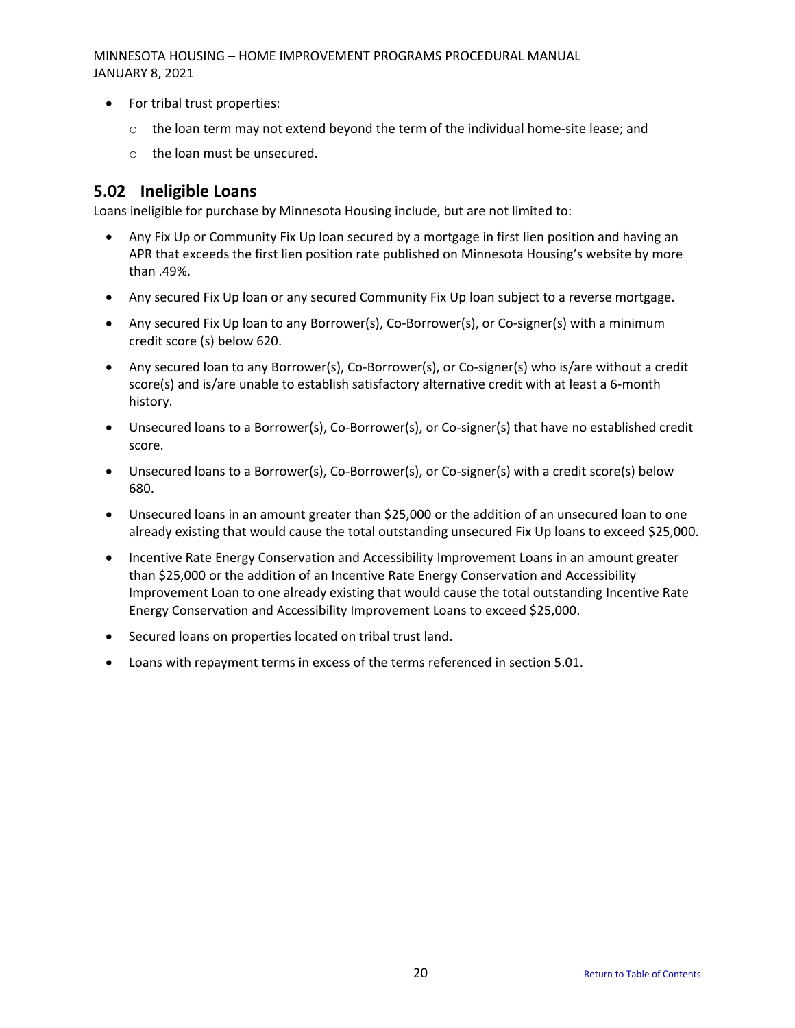- For tribal trust properties:
    - the loan term may not extend beyond the term of the individual home-site lease; and
    - the loan must be unsecured.

## 5.02 Ineligible Loans

Loans ineligible for purchase by Minnesota Housing include, but are not limited to:

- Any Fix Up or Community Fix Up loan secured by a mortgage in first lien position and having an APR that exceeds the first lien position rate published on Minnesota Housing's website by more than .49%.
- Any secured Fix Up loan or any secured Community Fix Up loan subject to a reverse mortgage.
- Any secured Fix Up loan to any Borrower(s), Co-Borrower(s), or Co-signer(s) with a minimum credit score (s) below 620.
- Any secured loan to any Borrower(s), Co-Borrower(s), or Co-signer(s) who is/are without a credit score(s) and is/are unable to establish satisfactory alternative credit with at least a 6-month history.
- Unsecured loans to a Borrower(s), Co-Borrower(s), or Co-signer(s) that have no established credit score.
- Unsecured loans to a Borrower(s), Co-Borrower(s), or Co-signer(s) with a credit score(s) below 680.
- Unsecured loans in an amount greater than $25,000 or the addition of an unsecured loan to one already existing that would cause the total outstanding unsecured Fix Up loans to exceed $25,000.
- Incentive Rate Energy Conservation and Accessibility Improvement Loans in an amount greater than $25,000 or the addition of an Incentive Rate Energy Conservation and Accessibility Improvement Loan to one already existing that would cause the total outstanding Incentive Rate Energy Conservation and Accessibility Improvement Loans to exceed $25,000.
- Secured loans on properties located on tribal trust land.
- Loans with repayment terms in excess of the terms referenced in section 5.01.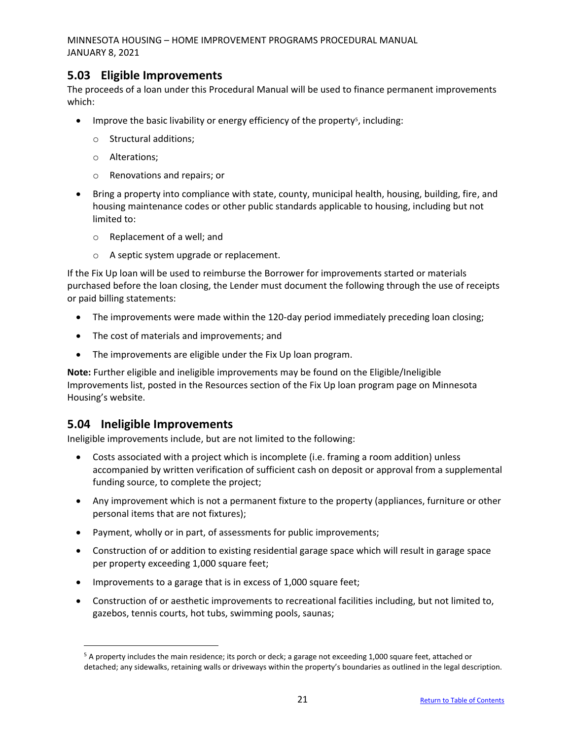## 5.03 Eligible Improvements

The proceeds of a loan under this Procedural Manual will be used to finance permanent improvements which:

- Improve the basic livability or energy efficiency of the property[5], including:
  - Structural additions;
  - Alterations;
  - Renovations and repairs; or
- Bring a property into compliance with state, county, municipal health, housing, building, fire, and housing maintenance codes or other public standards applicable to housing, including but not limited to:
  - Replacement of a well; and
  - A septic system upgrade or replacement.

If the Fix Up loan will be used to reimburse the Borrower for improvements started or materials purchased before the loan closing, the Lender must document the following through the use of receipts or paid billing statements:

- The improvements were made within the 120-day period immediately preceding loan closing;
- The cost of materials and improvements; and
- The improvements are eligible under the Fix Up loan program.

**Note:** Further eligible and ineligible improvements may be found on the Eligible/Ineligible Improvements list, posted in the Resources section of the Fix Up loan program page on Minnesota Housing's website.

## 5.04 Ineligible Improvements

Ineligible improvements include, but are not limited to the following:

- Costs associated with a project which is incomplete (i.e. framing a room addition) unless accompanied by written verification of sufficient cash on deposit or approval from a supplemental funding source, to complete the project;
- Any improvement which is not a permanent fixture to the property (appliances, furniture or other personal items that are not fixtures);
- Payment, wholly or in part, of assessments for public improvements;
- Construction of or addition to existing residential garage space which will result in garage space per property exceeding 1,000 square feet;
- Improvements to a garage that is in excess of 1,000 square feet;
- Construction of or aesthetic improvements to recreational facilities including, but not limited to, gazebos, tennis courts, hot tubs, swimming pools, saunas;

[5] A property includes the main residence; its porch or deck; a garage not exceeding 1,000 square feet, attached or detached; any sidewalks, retaining walls or driveways within the property's boundaries as outlined in the legal description.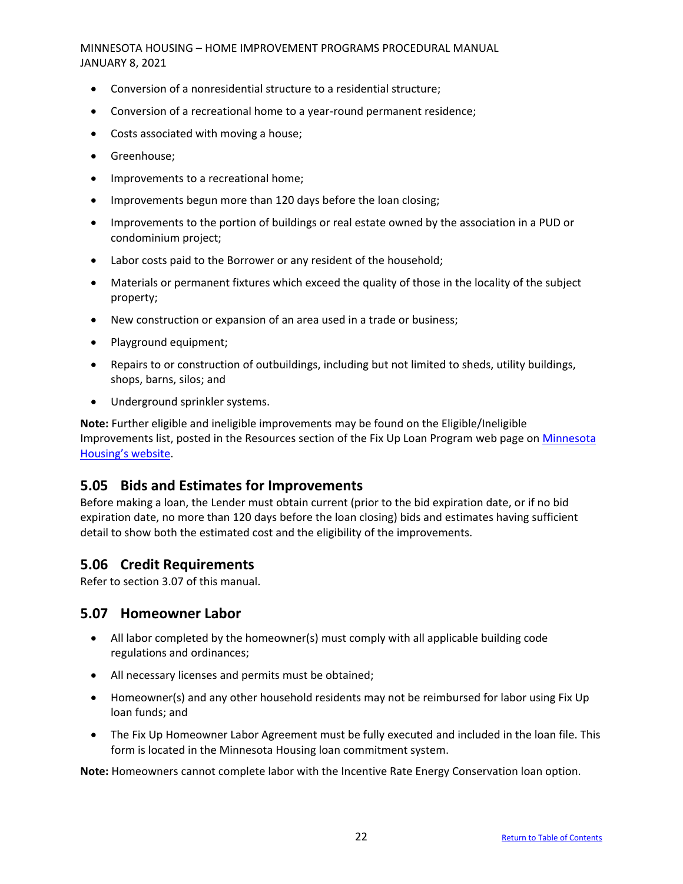- Conversion of a nonresidential structure to a residential structure;
- Conversion of a recreational home to a year-round permanent residence;
- Costs associated with moving a house;
- Greenhouse;
- Improvements to a recreational home;
- Improvements begun more than 120 days before the loan closing;
- Improvements to the portion of buildings or real estate owned by the association in a PUD or condominium project;
- Labor costs paid to the Borrower or any resident of the household;
- Materials or permanent fixtures which exceed the quality of those in the locality of the subject property;
- New construction or expansion of an area used in a trade or business;
- Playground equipment;
- Repairs to or construction of outbuildings, including but not limited to sheds, utility buildings, shops, barns, silos; and
- Underground sprinkler systems.

**Note:** Further eligible and ineligible improvements may be found on the Eligible/Ineligible Improvements list, posted in the Resources section of the Fix Up Loan Program web page on Minnesota Housing's website.

## 5.05 Bids and Estimates for Improvements

Before making a loan, the Lender must obtain current (prior to the bid expiration date, or if no bid expiration date, no more than 120 days before the loan closing) bids and estimates having sufficient detail to show both the estimated cost and the eligibility of the improvements.

## 5.06 Credit Requirements

Refer to section 3.07 of this manual.

## 5.07 Homeowner Labor

- All labor completed by the homeowner(s) must comply with all applicable building code regulations and ordinances;
- All necessary licenses and permits must be obtained;
- Homeowner(s) and any other household residents may not be reimbursed for labor using Fix Up loan funds; and
- The Fix Up Homeowner Labor Agreement must be fully executed and included in the loan file. This form is located in the Minnesota Housing loan commitment system.

**Note:** Homeowners cannot complete labor with the Incentive Rate Energy Conservation loan option.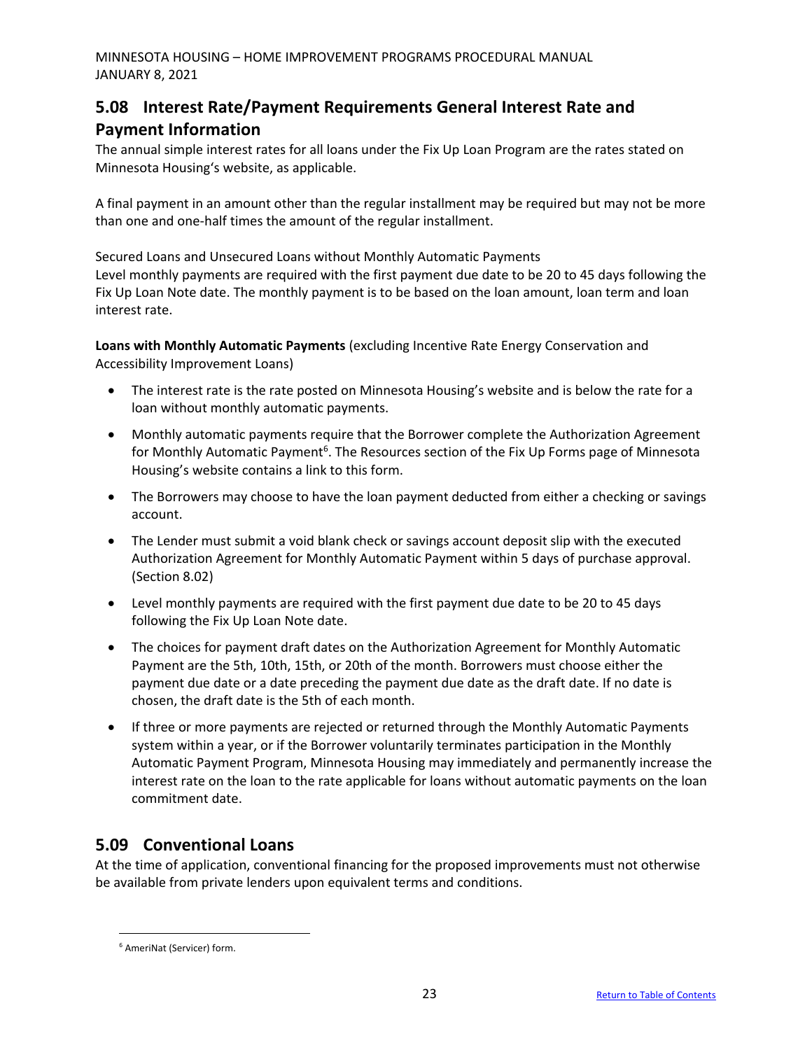## 5.08 Interest Rate/Payment Requirements General Interest Rate and Payment Information

The annual simple interest rates for all loans under the Fix Up Loan Program are the rates stated on Minnesota Housing's website, as applicable.

A final payment in an amount other than the regular installment may be required but may not be more than one and one-half times the amount of the regular installment.

Secured Loans and Unsecured Loans without Monthly Automatic Payments
Level monthly payments are required with the first payment due date to be 20 to 45 days following the Fix Up Loan Note date. The monthly payment is to be based on the loan amount, loan term and loan interest rate.

**Loans with Monthly Automatic Payments** (excluding Incentive Rate Energy Conservation and Accessibility Improvement Loans)

- The interest rate is the rate posted on Minnesota Housing's website and is below the rate for a loan without monthly automatic payments.
- Monthly automatic payments require that the Borrower complete the Authorization Agreement for Monthly Automatic Payment[6]. The Resources section of the Fix Up Forms page of Minnesota Housing's website contains a link to this form.
- The Borrowers may choose to have the loan payment deducted from either a checking or savings account.
- The Lender must submit a void blank check or savings account deposit slip with the executed Authorization Agreement for Monthly Automatic Payment within 5 days of purchase approval. (Section 8.02)
- Level monthly payments are required with the first payment due date to be 20 to 45 days following the Fix Up Loan Note date.
- The choices for payment draft dates on the Authorization Agreement for Monthly Automatic Payment are the 5th, 10th, 15th, or 20th of the month. Borrowers must choose either the payment due date or a date preceding the payment due date as the draft date. If no date is chosen, the draft date is the 5th of each month.
- If three or more payments are rejected or returned through the Monthly Automatic Payments system within a year, or if the Borrower voluntarily terminates participation in the Monthly Automatic Payment Program, Minnesota Housing may immediately and permanently increase the interest rate on the loan to the rate applicable for loans without automatic payments on the loan commitment date.

## 5.09 Conventional Loans

At the time of application, conventional financing for the proposed improvements must not otherwise be available from private lenders upon equivalent terms and conditions.

[6] AmeriNat (Servicer) form.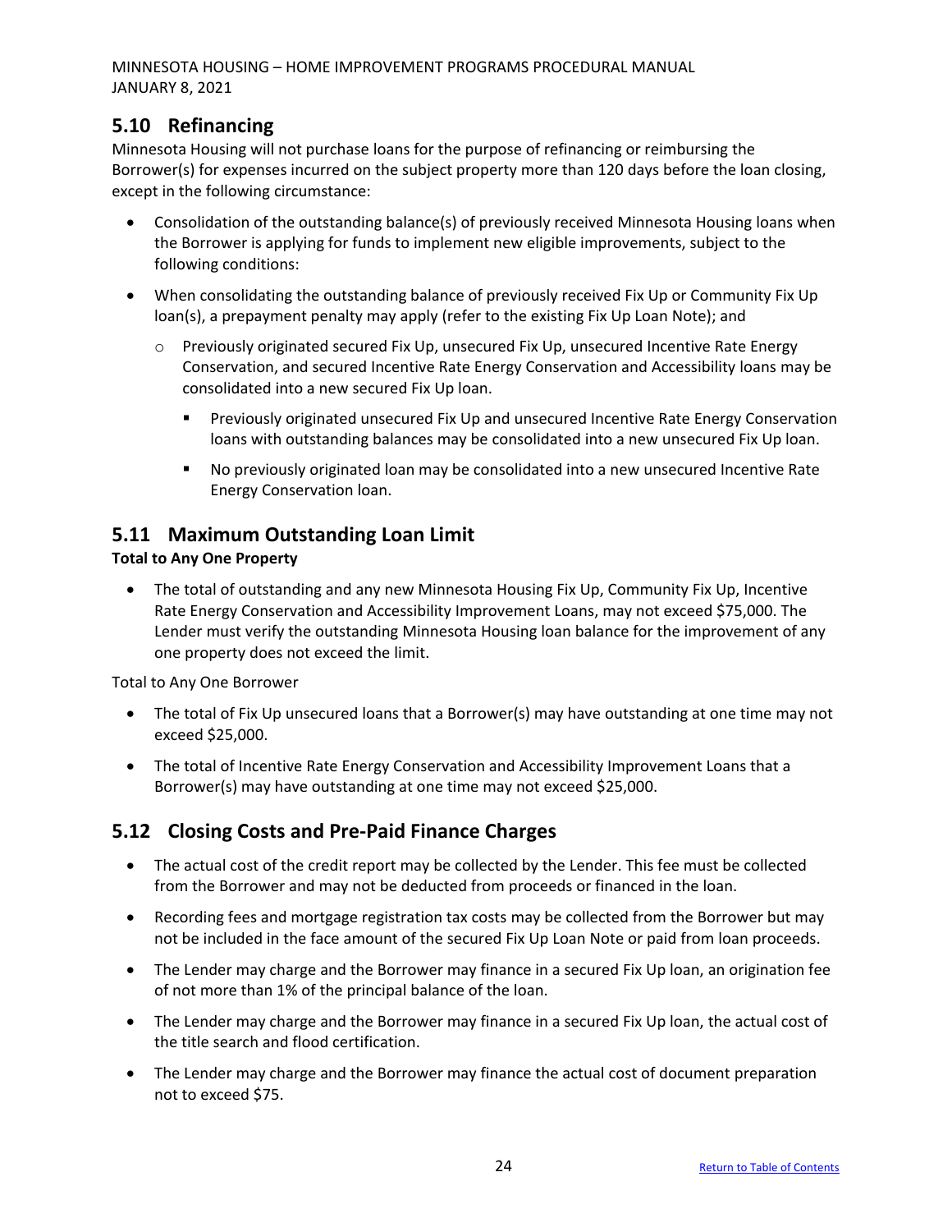## 5.10 Refinancing

Minnesota Housing will not purchase loans for the purpose of refinancing or reimbursing the Borrower(s) for expenses incurred on the subject property more than 120 days before the loan closing, except in the following circumstance:

- Consolidation of the outstanding balance(s) of previously received Minnesota Housing loans when the Borrower is applying for funds to implement new eligible improvements, subject to the following conditions:
- When consolidating the outstanding balance of previously received Fix Up or Community Fix Up loan(s), a prepayment penalty may apply (refer to the existing Fix Up Loan Note); and
  - Previously originated secured Fix Up, unsecured Fix Up, unsecured Incentive Rate Energy Conservation, and secured Incentive Rate Energy Conservation and Accessibility loans may be consolidated into a new secured Fix Up loan.
    - Previously originated unsecured Fix Up and unsecured Incentive Rate Energy Conservation loans with outstanding balances may be consolidated into a new unsecured Fix Up loan.
    - No previously originated loan may be consolidated into a new unsecured Incentive Rate Energy Conservation loan.

## 5.11 Maximum Outstanding Loan Limit

**Total to Any One Property**

- The total of outstanding and any new Minnesota Housing Fix Up, Community Fix Up, Incentive Rate Energy Conservation and Accessibility Improvement Loans, may not exceed $75,000. The Lender must verify the outstanding Minnesota Housing loan balance for the improvement of any one property does not exceed the limit.

Total to Any One Borrower

- The total of Fix Up unsecured loans that a Borrower(s) may have outstanding at one time may not exceed $25,000.
- The total of Incentive Rate Energy Conservation and Accessibility Improvement Loans that a Borrower(s) may have outstanding at one time may not exceed $25,000.

## 5.12 Closing Costs and Pre-Paid Finance Charges

- The actual cost of the credit report may be collected by the Lender. This fee must be collected from the Borrower and may not be deducted from proceeds or financed in the loan.
- Recording fees and mortgage registration tax costs may be collected from the Borrower but may not be included in the face amount of the secured Fix Up Loan Note or paid from loan proceeds.
- The Lender may charge and the Borrower may finance in a secured Fix Up loan, an origination fee of not more than 1% of the principal balance of the loan.
- The Lender may charge and the Borrower may finance in a secured Fix Up loan, the actual cost of the title search and flood certification.
- The Lender may charge and the Borrower may finance the actual cost of document preparation not to exceed $75.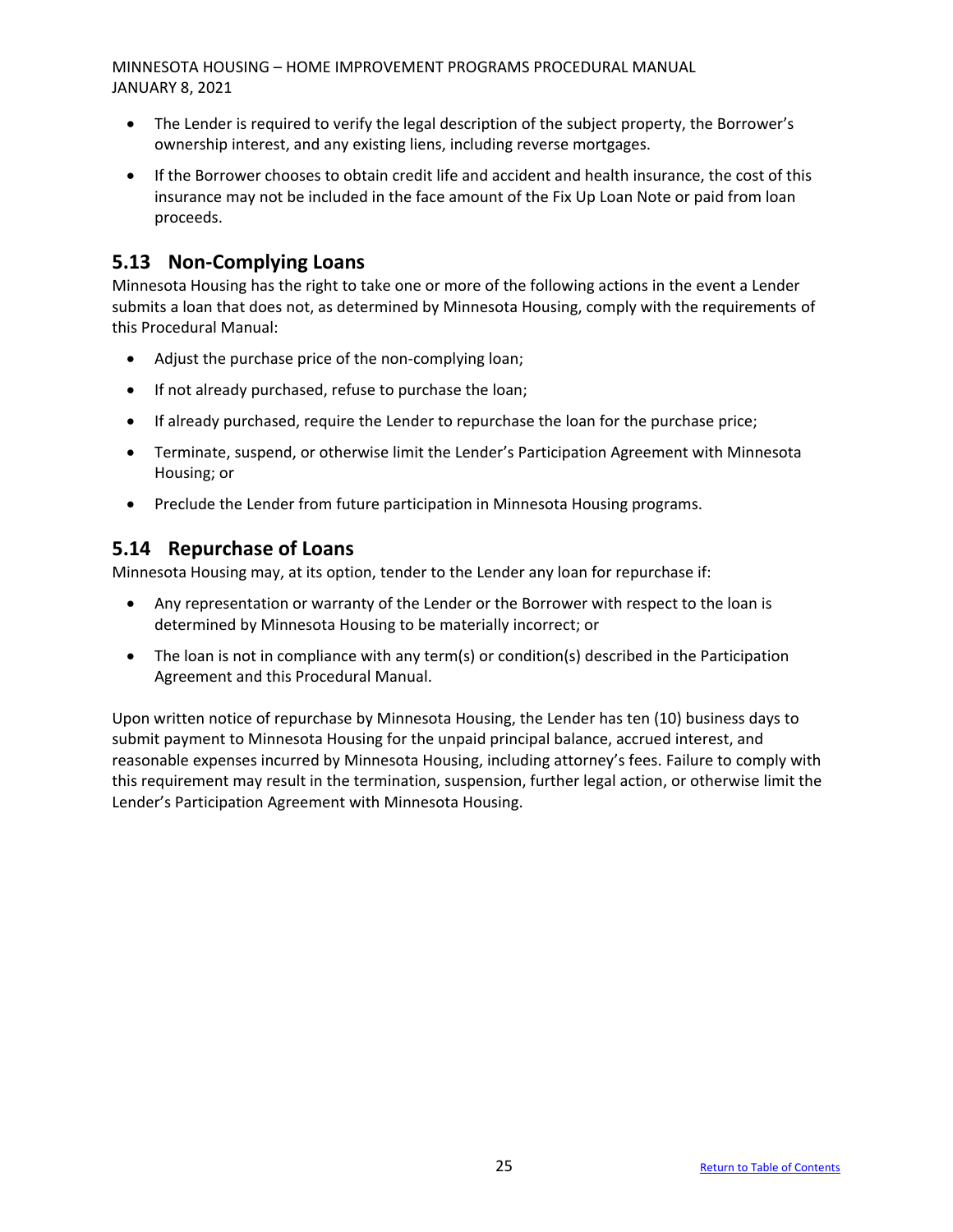- The Lender is required to verify the legal description of the subject property, the Borrower's ownership interest, and any existing liens, including reverse mortgages.
- If the Borrower chooses to obtain credit life and accident and health insurance, the cost of this insurance may not be included in the face amount of the Fix Up Loan Note or paid from loan proceeds.

## 5.13 Non-Complying Loans

Minnesota Housing has the right to take one or more of the following actions in the event a Lender submits a loan that does not, as determined by Minnesota Housing, comply with the requirements of this Procedural Manual:

- Adjust the purchase price of the non-complying loan;
- If not already purchased, refuse to purchase the loan;
- If already purchased, require the Lender to repurchase the loan for the purchase price;
- Terminate, suspend, or otherwise limit the Lender's Participation Agreement with Minnesota Housing; or
- Preclude the Lender from future participation in Minnesota Housing programs.

## 5.14 Repurchase of Loans

Minnesota Housing may, at its option, tender to the Lender any loan for repurchase if:

- Any representation or warranty of the Lender or the Borrower with respect to the loan is determined by Minnesota Housing to be materially incorrect; or
- The loan is not in compliance with any term(s) or condition(s) described in the Participation Agreement and this Procedural Manual.

Upon written notice of repurchase by Minnesota Housing, the Lender has ten (10) business days to submit payment to Minnesota Housing for the unpaid principal balance, accrued interest, and reasonable expenses incurred by Minnesota Housing, including attorney's fees. Failure to comply with this requirement may result in the termination, suspension, further legal action, or otherwise limit the Lender's Participation Agreement with Minnesota Housing.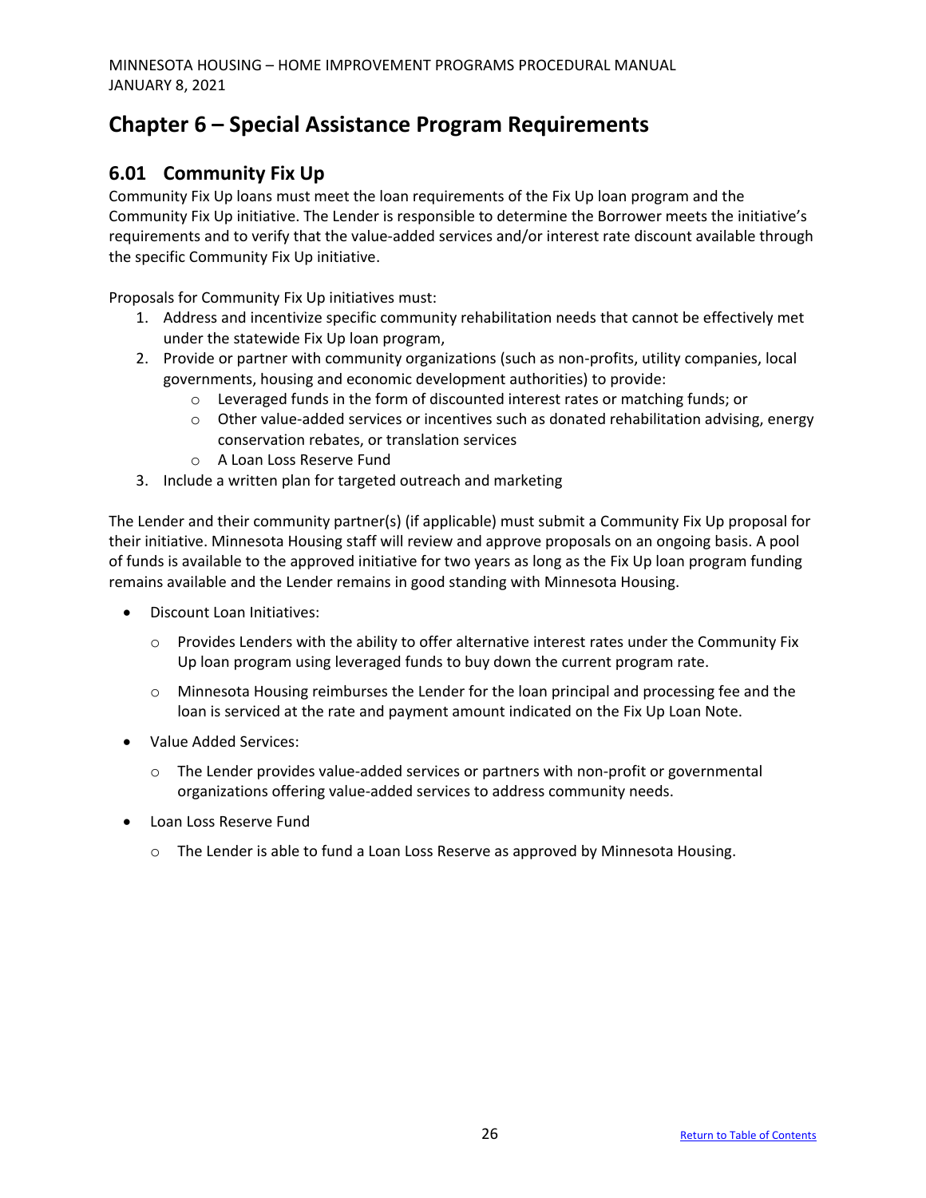# Chapter 6 – Special Assistance Program Requirements

## 6.01 Community Fix Up

Community Fix Up loans must meet the loan requirements of the Fix Up loan program and the Community Fix Up initiative. The Lender is responsible to determine the Borrower meets the initiative's requirements and to verify that the value-added services and/or interest rate discount available through the specific Community Fix Up initiative.

Proposals for Community Fix Up initiatives must:

1. Address and incentivize specific community rehabilitation needs that cannot be effectively met under the statewide Fix Up loan program,
2. Provide or partner with community organizations (such as non-profits, utility companies, local governments, housing and economic development authorities) to provide:
   - Leveraged funds in the form of discounted interest rates or matching funds; or
   - Other value-added services or incentives such as donated rehabilitation advising, energy conservation rebates, or translation services
   - A Loan Loss Reserve Fund
3. Include a written plan for targeted outreach and marketing

The Lender and their community partner(s) (if applicable) must submit a Community Fix Up proposal for their initiative. Minnesota Housing staff will review and approve proposals on an ongoing basis. A pool of funds is available to the approved initiative for two years as long as the Fix Up loan program funding remains available and the Lender remains in good standing with Minnesota Housing.

- Discount Loan Initiatives:
  - Provides Lenders with the ability to offer alternative interest rates under the Community Fix Up loan program using leveraged funds to buy down the current program rate.
  - Minnesota Housing reimburses the Lender for the loan principal and processing fee and the loan is serviced at the rate and payment amount indicated on the Fix Up Loan Note.
- Value Added Services:
  - The Lender provides value-added services or partners with non-profit or governmental organizations offering value-added services to address community needs.
- Loan Loss Reserve Fund
  - The Lender is able to fund a Loan Loss Reserve as approved by Minnesota Housing.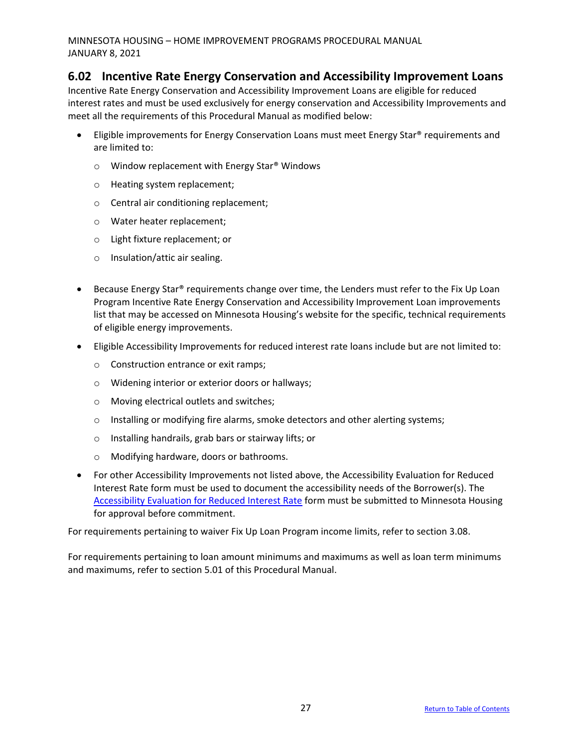## 6.02 Incentive Rate Energy Conservation and Accessibility Improvement Loans

Incentive Rate Energy Conservation and Accessibility Improvement Loans are eligible for reduced interest rates and must be used exclusively for energy conservation and Accessibility Improvements and meet all the requirements of this Procedural Manual as modified below:

- Eligible improvements for Energy Conservation Loans must meet Energy Star® requirements and are limited to:
  - Window replacement with Energy Star® Windows
  - Heating system replacement;
  - Central air conditioning replacement;
  - Water heater replacement;
  - Light fixture replacement; or
  - Insulation/attic air sealing.
- Because Energy Star® requirements change over time, the Lenders must refer to the Fix Up Loan Program Incentive Rate Energy Conservation and Accessibility Improvement Loan improvements list that may be accessed on Minnesota Housing's website for the specific, technical requirements of eligible energy improvements.
- Eligible Accessibility Improvements for reduced interest rate loans include but are not limited to:
  - Construction entrance or exit ramps;
  - Widening interior or exterior doors or hallways;
  - Moving electrical outlets and switches;
  - Installing or modifying fire alarms, smoke detectors and other alerting systems;
  - Installing handrails, grab bars or stairway lifts; or
  - Modifying hardware, doors or bathrooms.
- For other Accessibility Improvements not listed above, the Accessibility Evaluation for Reduced Interest Rate form must be used to document the accessibility needs of the Borrower(s). The Accessibility Evaluation for Reduced Interest Rate form must be submitted to Minnesota Housing for approval before commitment.

For requirements pertaining to waiver Fix Up Loan Program income limits, refer to section 3.08.

For requirements pertaining to loan amount minimums and maximums as well as loan term minimums and maximums, refer to section 5.01 of this Procedural Manual.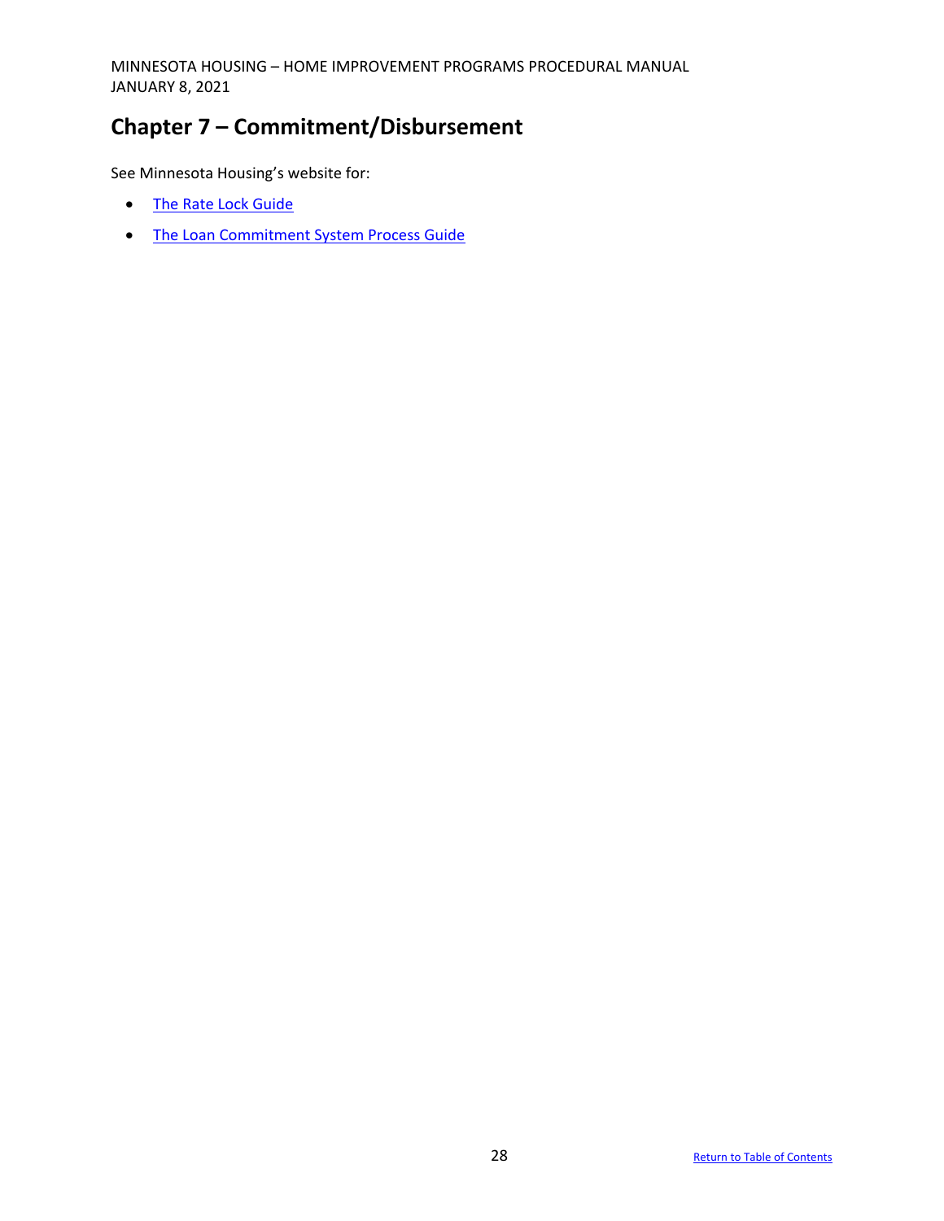# Chapter 7 – Commitment/Disbursement

See Minnesota Housing's website for:

- The Rate Lock Guide
- The Loan Commitment System Process Guide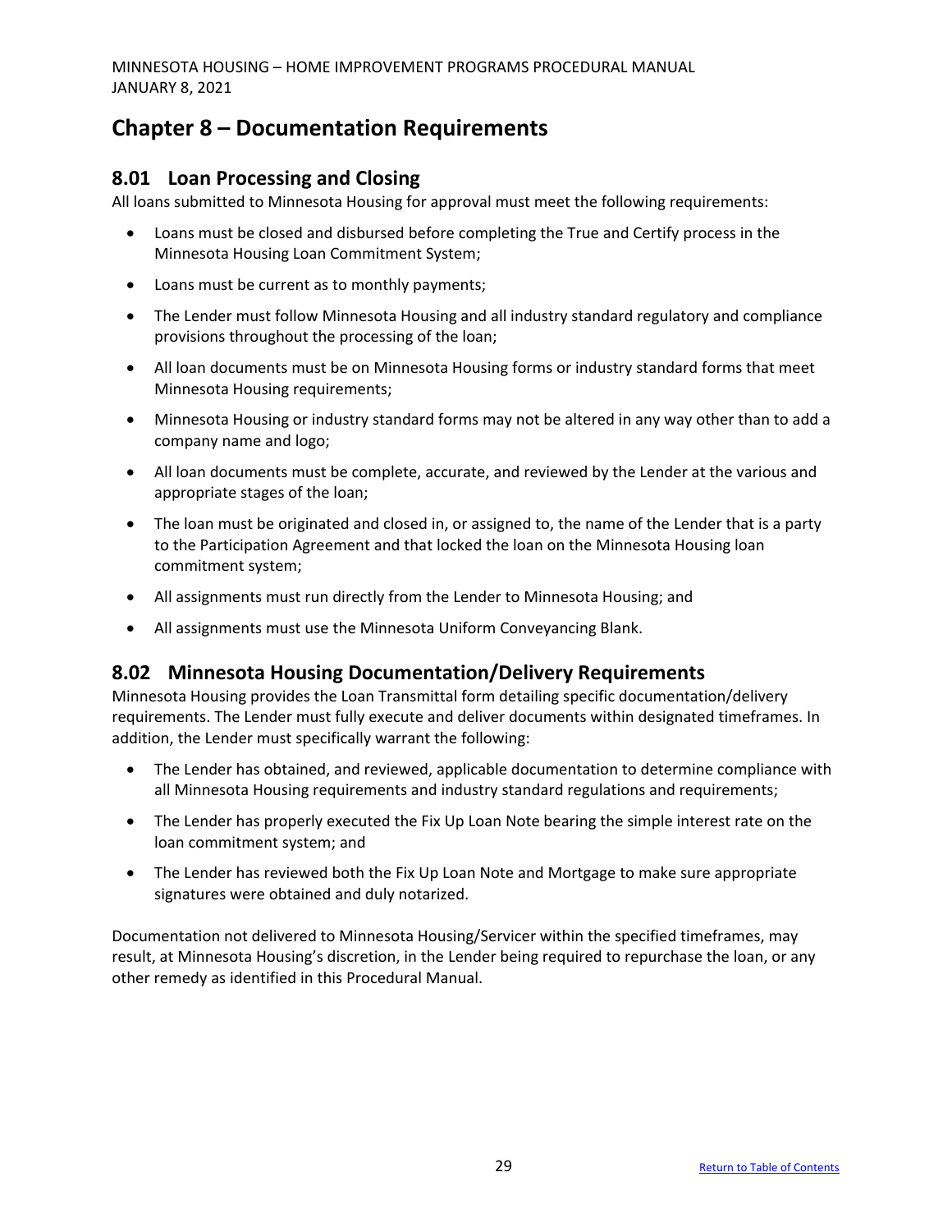# Chapter 8 – Documentation Requirements

## 8.01 Loan Processing and Closing

All loans submitted to Minnesota Housing for approval must meet the following requirements:

- Loans must be closed and disbursed before completing the True and Certify process in the Minnesota Housing Loan Commitment System;
- Loans must be current as to monthly payments;
- The Lender must follow Minnesota Housing and all industry standard regulatory and compliance provisions throughout the processing of the loan;
- All loan documents must be on Minnesota Housing forms or industry standard forms that meet Minnesota Housing requirements;
- Minnesota Housing or industry standard forms may not be altered in any way other than to add a company name and logo;
- All loan documents must be complete, accurate, and reviewed by the Lender at the various and appropriate stages of the loan;
- The loan must be originated and closed in, or assigned to, the name of the Lender that is a party to the Participation Agreement and that locked the loan on the Minnesota Housing loan commitment system;
- All assignments must run directly from the Lender to Minnesota Housing; and
- All assignments must use the Minnesota Uniform Conveyancing Blank.

## 8.02 Minnesota Housing Documentation/Delivery Requirements

Minnesota Housing provides the Loan Transmittal form detailing specific documentation/delivery requirements. The Lender must fully execute and deliver documents within designated timeframes. In addition, the Lender must specifically warrant the following:

- The Lender has obtained, and reviewed, applicable documentation to determine compliance with all Minnesota Housing requirements and industry standard regulations and requirements;
- The Lender has properly executed the Fix Up Loan Note bearing the simple interest rate on the loan commitment system; and
- The Lender has reviewed both the Fix Up Loan Note and Mortgage to make sure appropriate signatures were obtained and duly notarized.

Documentation not delivered to Minnesota Housing/Servicer within the specified timeframes, may result, at Minnesota Housing's discretion, in the Lender being required to repurchase the loan, or any other remedy as identified in this Procedural Manual.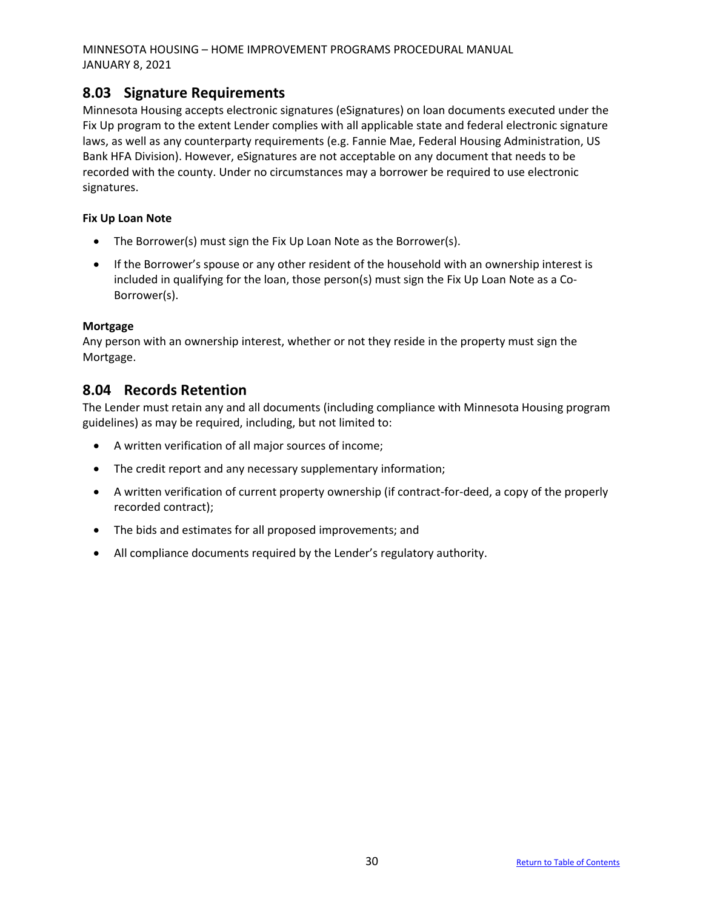## 8.03 Signature Requirements

Minnesota Housing accepts electronic signatures (eSignatures) on loan documents executed under the Fix Up program to the extent Lender complies with all applicable state and federal electronic signature laws, as well as any counterparty requirements (e.g. Fannie Mae, Federal Housing Administration, US Bank HFA Division). However, eSignatures are not acceptable on any document that needs to be recorded with the county. Under no circumstances may a borrower be required to use electronic signatures.

**Fix Up Loan Note**

- The Borrower(s) must sign the Fix Up Loan Note as the Borrower(s).
- If the Borrower's spouse or any other resident of the household with an ownership interest is included in qualifying for the loan, those person(s) must sign the Fix Up Loan Note as a Co-Borrower(s).

**Mortgage**

Any person with an ownership interest, whether or not they reside in the property must sign the Mortgage.

## 8.04 Records Retention

The Lender must retain any and all documents (including compliance with Minnesota Housing program guidelines) as may be required, including, but not limited to:

- A written verification of all major sources of income;
- The credit report and any necessary supplementary information;
- A written verification of current property ownership (if contract-for-deed, a copy of the properly recorded contract);
- The bids and estimates for all proposed improvements; and
- All compliance documents required by the Lender's regulatory authority.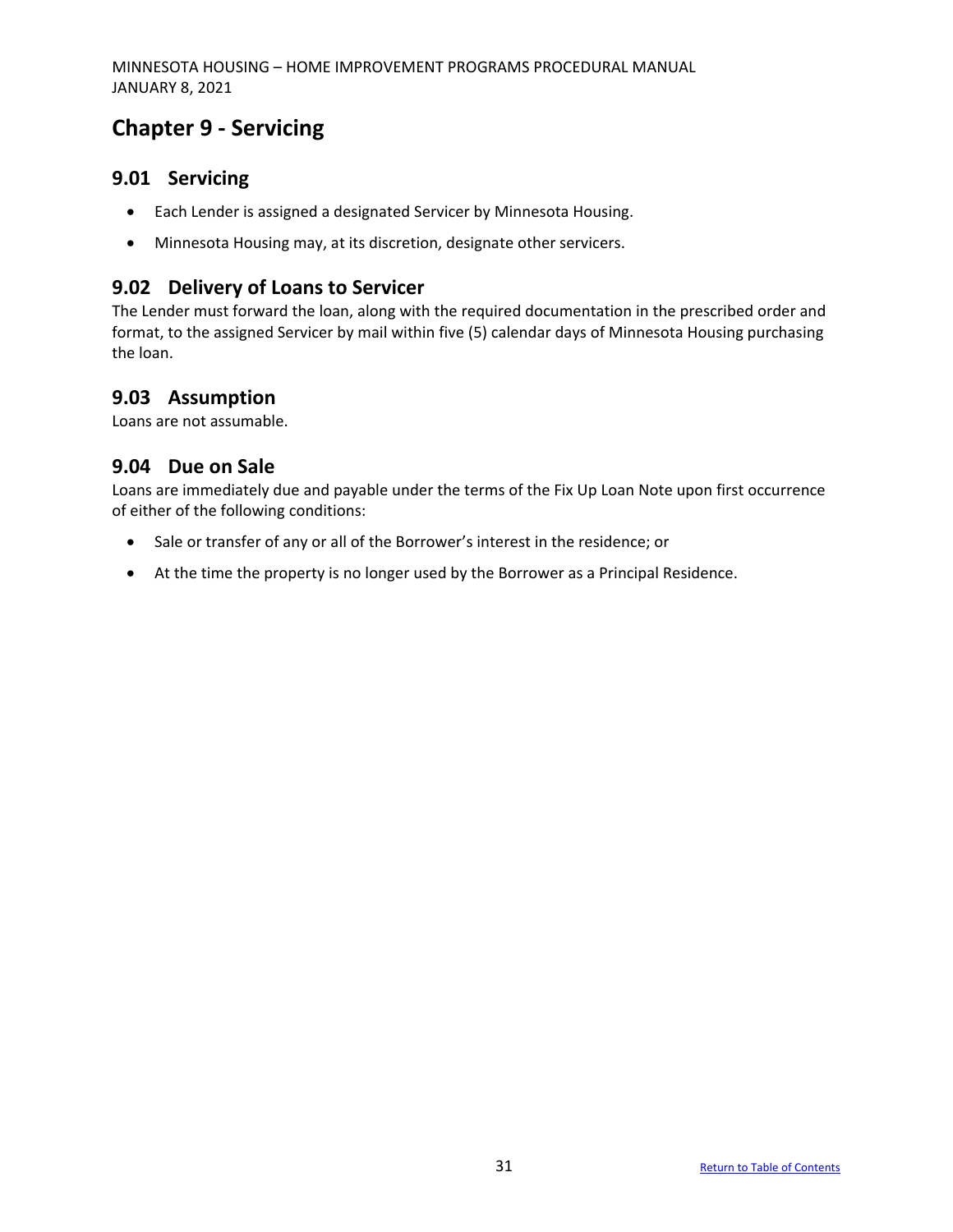# Chapter 9 - Servicing

## 9.01 Servicing

- Each Lender is assigned a designated Servicer by Minnesota Housing.
- Minnesota Housing may, at its discretion, designate other servicers.

## 9.02 Delivery of Loans to Servicer

The Lender must forward the loan, along with the required documentation in the prescribed order and format, to the assigned Servicer by mail within five (5) calendar days of Minnesota Housing purchasing the loan.

## 9.03 Assumption

Loans are not assumable.

## 9.04 Due on Sale

Loans are immediately due and payable under the terms of the Fix Up Loan Note upon first occurrence of either of the following conditions:

- Sale or transfer of any or all of the Borrower's interest in the residence; or
- At the time the property is no longer used by the Borrower as a Principal Residence.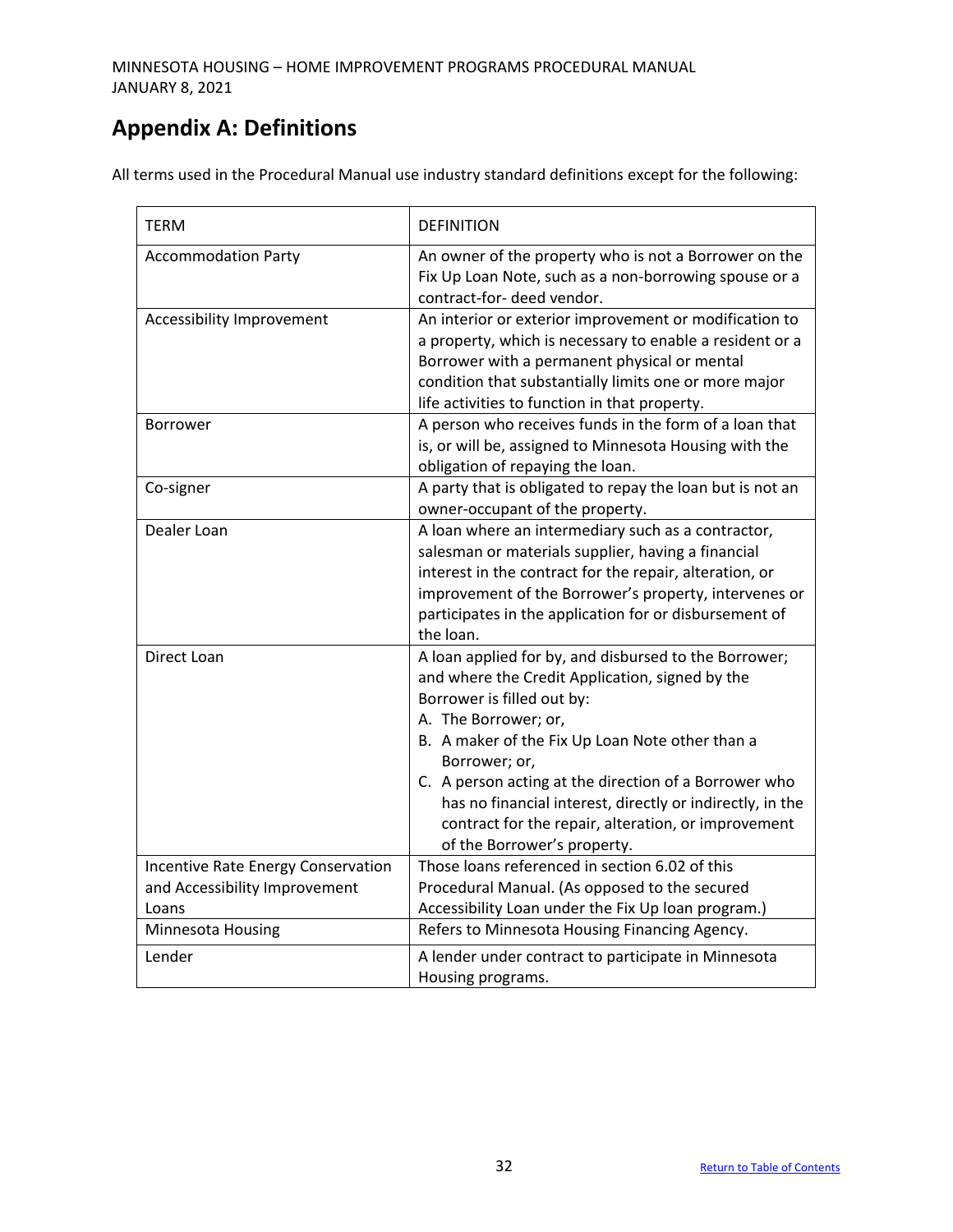# Appendix A: Definitions

All terms used in the Procedural Manual use industry standard definitions except for the following:

| TERM | DEFINITION |
|---|---|
| Accommodation Party | An owner of the property who is not a Borrower on the Fix Up Loan Note, such as a non-borrowing spouse or a contract-for- deed vendor. |
| Accessibility Improvement | An interior or exterior improvement or modification to a property, which is necessary to enable a resident or a Borrower with a permanent physical or mental condition that substantially limits one or more major life activities to function in that property. |
| Borrower | A person who receives funds in the form of a loan that is, or will be, assigned to Minnesota Housing with the obligation of repaying the loan. |
| Co-signer | A party that is obligated to repay the loan but is not an owner-occupant of the property. |
| Dealer Loan | A loan where an intermediary such as a contractor, salesman or materials supplier, having a financial interest in the contract for the repair, alteration, or improvement of the Borrower's property, intervenes or participates in the application for or disbursement of the loan. |
| Direct Loan | A loan applied for by, and disbursed to the Borrower; and where the Credit Application, signed by the Borrower is filled out by:<br>A. The Borrower; or,<br>B. A maker of the Fix Up Loan Note other than a Borrower; or,<br>C. A person acting at the direction of a Borrower who has no financial interest, directly or indirectly, in the contract for the repair, alteration, or improvement of the Borrower's property. |
| Incentive Rate Energy Conservation and Accessibility Improvement Loans | Those loans referenced in section 6.02 of this Procedural Manual. (As opposed to the secured Accessibility Loan under the Fix Up loan program.) |
| Minnesota Housing | Refers to Minnesota Housing Financing Agency. |
| Lender | A lender under contract to participate in Minnesota Housing programs. |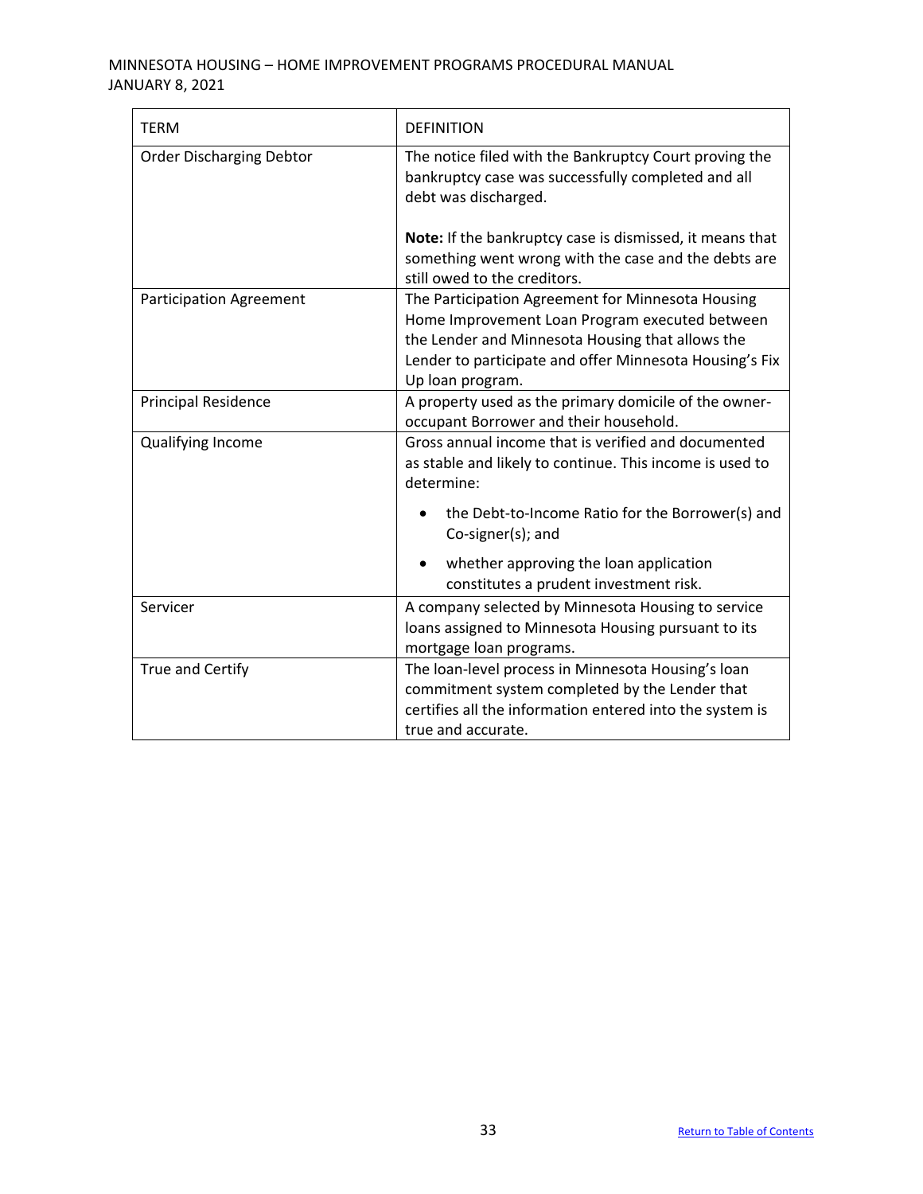| TERM | DEFINITION |
|---|---|
| Order Discharging Debtor | The notice filed with the Bankruptcy Court proving the bankruptcy case was successfully completed and all debt was discharged.<br><br>**Note:** If the bankruptcy case is dismissed, it means that something went wrong with the case and the debts are still owed to the creditors. |
| Participation Agreement | The Participation Agreement for Minnesota Housing Home Improvement Loan Program executed between the Lender and Minnesota Housing that allows the Lender to participate and offer Minnesota Housing's Fix Up loan program. |
| Principal Residence | A property used as the primary domicile of the owner-occupant Borrower and their household. |
| Qualifying Income | Gross annual income that is verified and documented as stable and likely to continue. This income is used to determine:<br>• the Debt-to-Income Ratio for the Borrower(s) and Co-signer(s); and<br>• whether approving the loan application constitutes a prudent investment risk. |
| Servicer | A company selected by Minnesota Housing to service loans assigned to Minnesota Housing pursuant to its mortgage loan programs. |
| True and Certify | The loan-level process in Minnesota Housing's loan commitment system completed by the Lender that certifies all the information entered into the system is true and accurate. |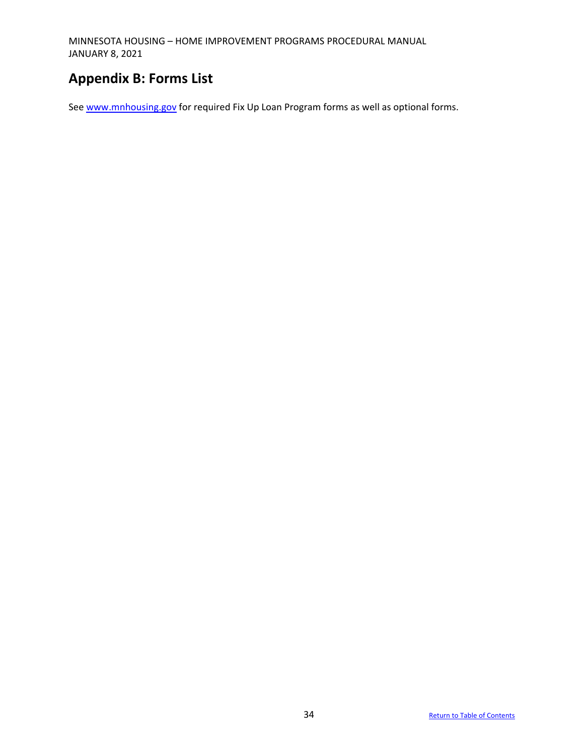# Appendix B: Forms List

See www.mnhousing.gov for required Fix Up Loan Program forms as well as optional forms.